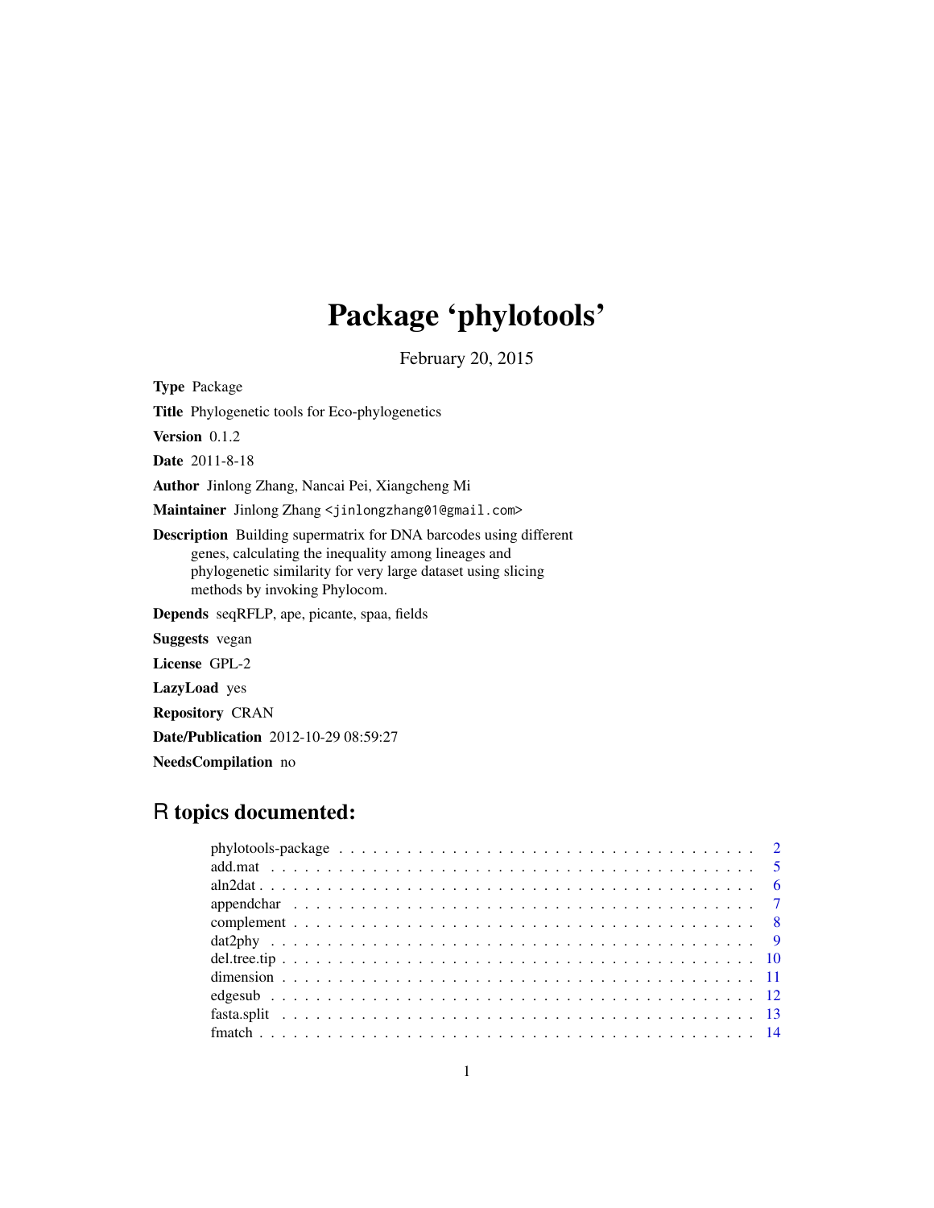# Package 'phylotools'

February 20, 2015

**Type** Package

**Title** Phylogenetic tools for Eco-phylogenetics

**Version** 0.1.2

**Date** 2011-8-18

**Author** Jinlong Zhang, Nancai Pei, Xiangcheng Mi

**Maintainer** Jinlong Zhang <jinlongzhang01@gmail.com>

**Description** Building supermatrix for DNA barcodes using different genes, calculating the inequality among lineages and phylogenetic similarity for very large dataset using slicing methods by invoking Phylocom.

**Depends** seqRFLP, ape, picante, spaa, fields

**Suggests** vegan

**License** GPL-2

**LazyLoad** yes

**Repository** CRAN

**Date/Publication** 2012-10-29 08:59:27

**NeedsCompilation** no

## R topics documented:

- phylotools-package . . . . . . . . . . . . . . . . . . . . . . . . . . . . . . . . . . . 2
- add.mat . . . . . . . . . . . . . . . . . . . . . . . . . . . . . . . . . . . . . . . . . 5
- aln2dat . . . . . . . . . . . . . . . . . . . . . . . . . . . . . . . . . . . . . . . . . 6
- appendchar . . . . . . . . . . . . . . . . . . . . . . . . . . . . . . . . . . . . . . . 7
- complement . . . . . . . . . . . . . . . . . . . . . . . . . . . . . . . . . . . . . . . 8
- dat2phy . . . . . . . . . . . . . . . . . . . . . . . . . . . . . . . . . . . . . . . . . 9
- del.tree.tip . . . . . . . . . . . . . . . . . . . . . . . . . . . . . . . . . . . . . . . 10
- dimension . . . . . . . . . . . . . . . . . . . . . . . . . . . . . . . . . . . . . . . . 11
- edgesub . . . . . . . . . . . . . . . . . . . . . . . . . . . . . . . . . . . . . . . . . 12
- fasta.split . . . . . . . . . . . . . . . . . . . . . . . . . . . . . . . . . . . . . . . 13
- fmatch . . . . . . . . . . . . . . . . . . . . . . . . . . . . . . . . . . . . . . . . . 14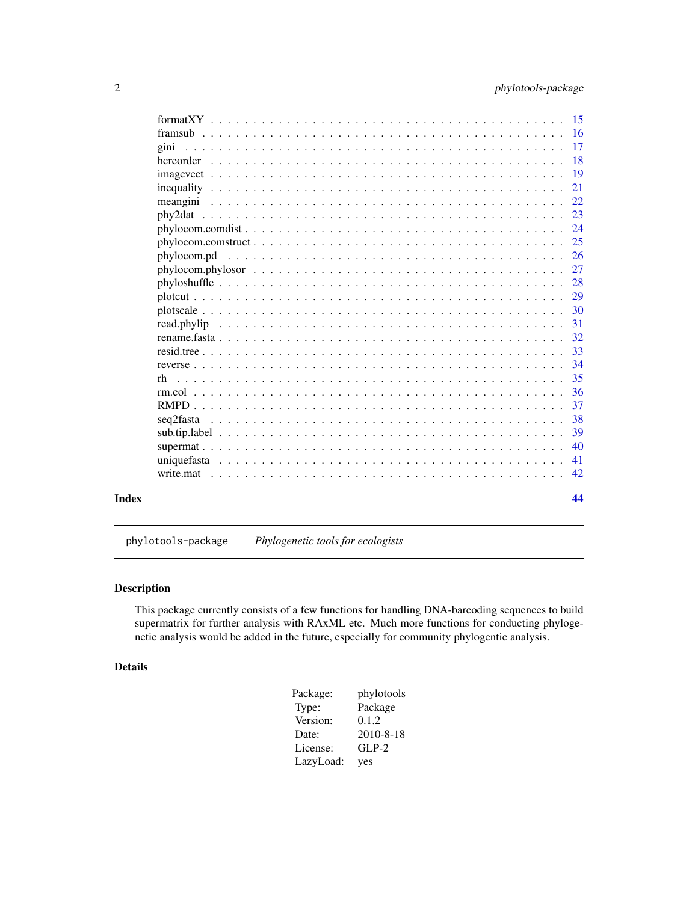formatXY . . . . . . . . . . . . . . . . . . . . . . . . . . . . . . . . . . . . . . . . 15
framsub . . . . . . . . . . . . . . . . . . . . . . . . . . . . . . . . . . . . . . . . 16
gini . . . . . . . . . . . . . . . . . . . . . . . . . . . . . . . . . . . . . . . . . . 17
hcreorder . . . . . . . . . . . . . . . . . . . . . . . . . . . . . . . . . . . . . . . 18
imagevect . . . . . . . . . . . . . . . . . . . . . . . . . . . . . . . . . . . . . . . 19
inequality . . . . . . . . . . . . . . . . . . . . . . . . . . . . . . . . . . . . . . . 21
meangini . . . . . . . . . . . . . . . . . . . . . . . . . . . . . . . . . . . . . . . . 22
phy2dat . . . . . . . . . . . . . . . . . . . . . . . . . . . . . . . . . . . . . . . . 23
phylocom.comdist . . . . . . . . . . . . . . . . . . . . . . . . . . . . . . . . . . . . 24
phylocom.comstruct . . . . . . . . . . . . . . . . . . . . . . . . . . . . . . . . . . . 25
phylocom.pd . . . . . . . . . . . . . . . . . . . . . . . . . . . . . . . . . . . . . . 26
phylocom.phylosor . . . . . . . . . . . . . . . . . . . . . . . . . . . . . . . . . . . 27
phyloshuffle . . . . . . . . . . . . . . . . . . . . . . . . . . . . . . . . . . . . . . 28
plotcut . . . . . . . . . . . . . . . . . . . . . . . . . . . . . . . . . . . . . . . . . 29
plotscale . . . . . . . . . . . . . . . . . . . . . . . . . . . . . . . . . . . . . . . . 30
read.phylip . . . . . . . . . . . . . . . . . . . . . . . . . . . . . . . . . . . . . . . 31
rename.fasta . . . . . . . . . . . . . . . . . . . . . . . . . . . . . . . . . . . . . . 32
resid.tree . . . . . . . . . . . . . . . . . . . . . . . . . . . . . . . . . . . . . . . . 33
reverse . . . . . . . . . . . . . . . . . . . . . . . . . . . . . . . . . . . . . . . . . 34
rh . . . . . . . . . . . . . . . . . . . . . . . . . . . . . . . . . . . . . . . . . . . . 35
rm.col . . . . . . . . . . . . . . . . . . . . . . . . . . . . . . . . . . . . . . . . . . 36
RMPD . . . . . . . . . . . . . . . . . . . . . . . . . . . . . . . . . . . . . . . . . . 37
seq2fasta . . . . . . . . . . . . . . . . . . . . . . . . . . . . . . . . . . . . . . . . 38
sub.tip.label . . . . . . . . . . . . . . . . . . . . . . . . . . . . . . . . . . . . . . 39
supermat . . . . . . . . . . . . . . . . . . . . . . . . . . . . . . . . . . . . . . . . 40
uniquefasta . . . . . . . . . . . . . . . . . . . . . . . . . . . . . . . . . . . . . . . 41
write.mat . . . . . . . . . . . . . . . . . . . . . . . . . . . . . . . . . . . . . . . . 42

**Index** **44**

---

`phylotools-package` *Phylogenetic tools for ecologists*

---

## Description

This package currently consists of a few functions for handling DNA-barcoding sequences to build supermatrix for further analysis with RAxML etc. Much more functions for conducting phylogenetic analysis would be added in the future, especially for community phylogentic analysis.

## Details

| | |
|---|---|
| Package: | phylotools |
| Type: | Package |
| Version: | 0.1.2 |
| Date: | 2010-8-18 |
| License: | GLP-2 |
| LazyLoad: | yes |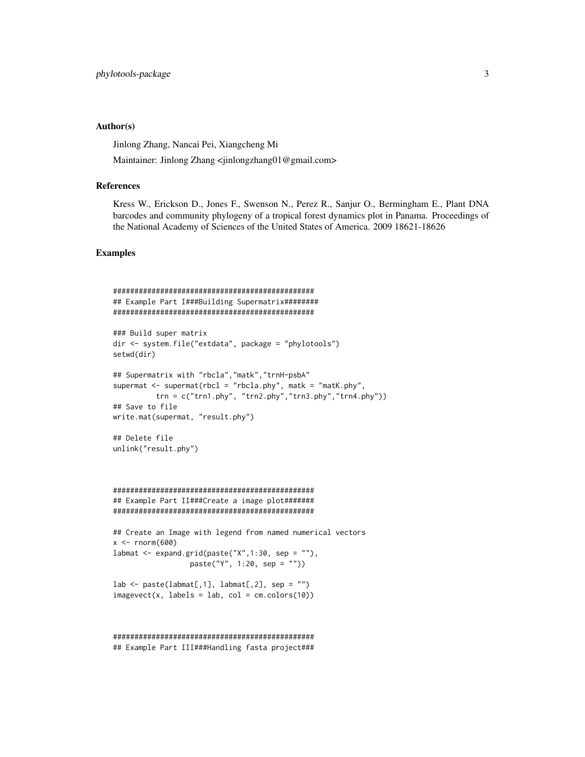### Author(s)

Jinlong Zhang, Nancai Pei, Xiangcheng Mi

Maintainer: Jinlong Zhang <jinlongzhang01@gmail.com>

### References

Kress W., Erickson D., Jones F., Swenson N., Perez R., Sanjur O., Bermingham E., Plant DNA barcodes and community phylogeny of a tropical forest dynamics plot in Panama. Proceedings of the National Academy of Sciences of the United States of America. 2009 18621-18626

### Examples

```
###############################################
## Example Part I###Building Supermatrix########
###############################################

### Build super matrix
dir <- system.file("extdata", package = "phylotools")
setwd(dir)

## Supermatrix with "rbcla","matk","trnH-psbA"
supermat <- supermat(rbcl = "rbcla.phy", matk = "matK.phy",
          trn = c("trn1.phy", "trn2.phy","trn3.phy","trn4.phy"))
## Save to file
write.mat(supermat, "result.phy")

## Delete file
unlink("result.phy")



###############################################
## Example Part II###Create a image plot#######
###############################################

## Create an Image with legend from named numerical vectors
x <- rnorm(600)
labmat <- expand.grid(paste("X",1:30, sep = ""),
                 paste("Y", 1:20, sep = ""))

lab <- paste(labmat[,1], labmat[,2], sep = "")
imagevect(x, labels = lab, col = cm.colors(10))



###############################################
## Example Part III###Handling fasta project###
```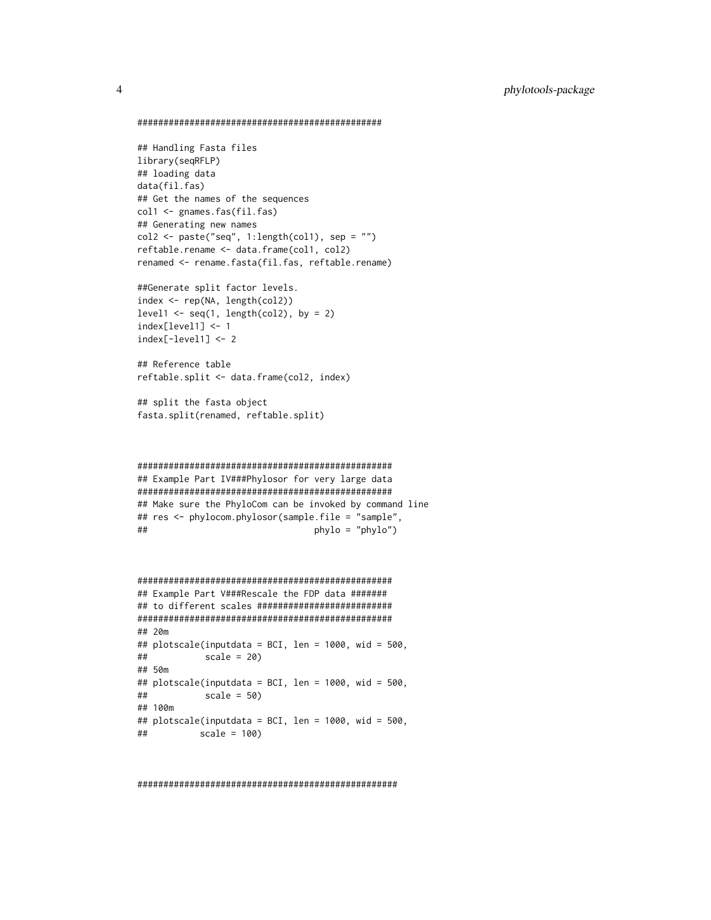```
##############################################

## Handling Fasta files
library(seqRFLP)
## loading data
data(fil.fas)
## Get the names of the sequences
col1 <- gnames.fas(fil.fas)
## Generating new names
col2 <- paste("seq", 1:length(col1), sep = "")
reftable.rename <- data.frame(col1, col2)
renamed <- rename.fasta(fil.fas, reftable.rename)

##Generate split factor levels.
index <- rep(NA, length(col2))
level1 <- seq(1, length(col2), by = 2)
index[level1] <- 1
index[-level1] <- 2

## Reference table
reftable.split <- data.frame(col2, index)

## split the fasta object
fasta.split(renamed, reftable.split)



################################################
## Example Part IV###Phylosor for very large data
################################################
## Make sure the PhyloCom can be invoked by command line
## res <- phylocom.phylosor(sample.file = "sample",
##                                phylo = "phylo")



################################################
## Example Part V###Rescale the FDP data #######
## to different scales ########################
################################################
## 20m
## plotscale(inputdata = BCI, len = 1000, wid = 500,
##           scale = 20)
## 50m
## plotscale(inputdata = BCI, len = 1000, wid = 500,
##           scale = 50)
## 100m
## plotscale(inputdata = BCI, len = 1000, wid = 500,
##          scale = 100)



#################################################
```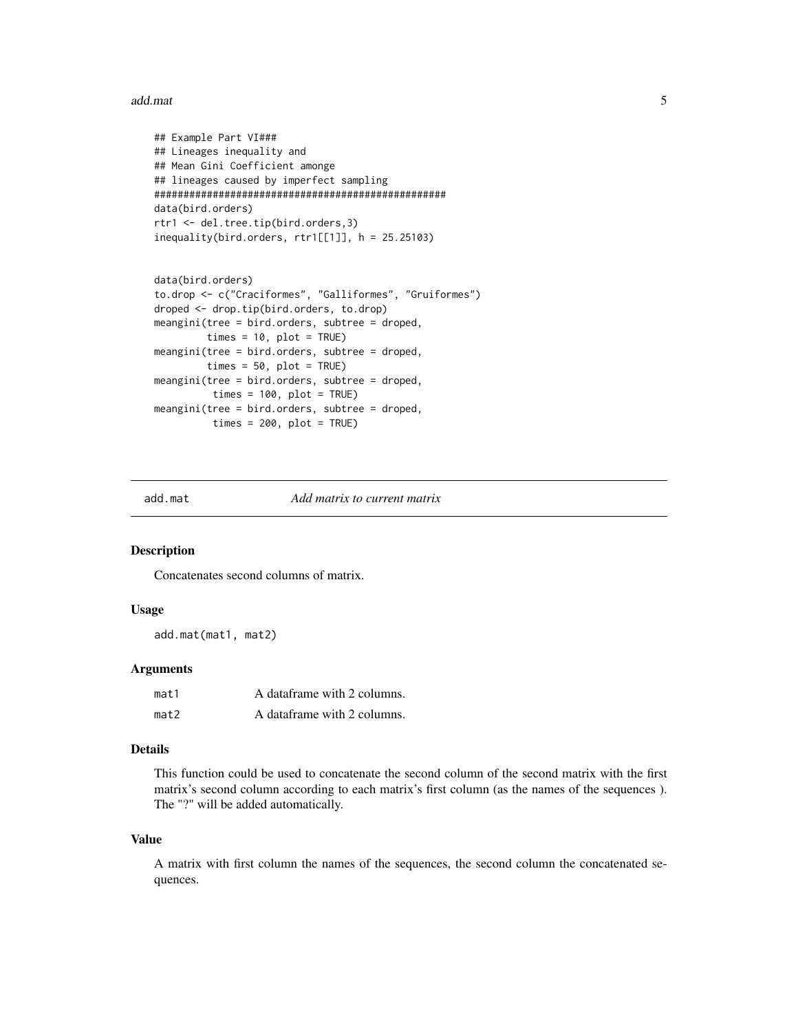```
## Example Part VI###
## Lineages inequality and
## Mean Gini Coefficient amonge
## lineages caused by imperfect sampling
###############################################
data(bird.orders)
rtr1 <- del.tree.tip(bird.orders,3)
inequality(bird.orders, rtr1[[1]], h = 25.25103)


data(bird.orders)
to.drop <- c("Craciformes", "Galliformes", "Gruiformes")
droped <- drop.tip(bird.orders, to.drop)
meangini(tree = bird.orders, subtree = droped,
        times = 10, plot = TRUE)
meangini(tree = bird.orders, subtree = droped,
        times = 50, plot = TRUE)
meangini(tree = bird.orders, subtree = droped,
         times = 100, plot = TRUE)
meangini(tree = bird.orders, subtree = droped,
         times = 200, plot = TRUE)
```

---

## add.mat — *Add matrix to current matrix*

### Description

Concatenates second columns of matrix.

### Usage

```
add.mat(mat1, mat2)
```

### Arguments

| | |
|---|---|
| mat1 | A dataframe with 2 columns. |
| mat2 | A dataframe with 2 columns. |

### Details

This function could be used to concatenate the second column of the second matrix with the first matrix's second column according to each matrix's first column (as the names of the sequences ). The "?" will be added automatically.

### Value

A matrix with first column the names of the sequences, the second column the concatenated sequences.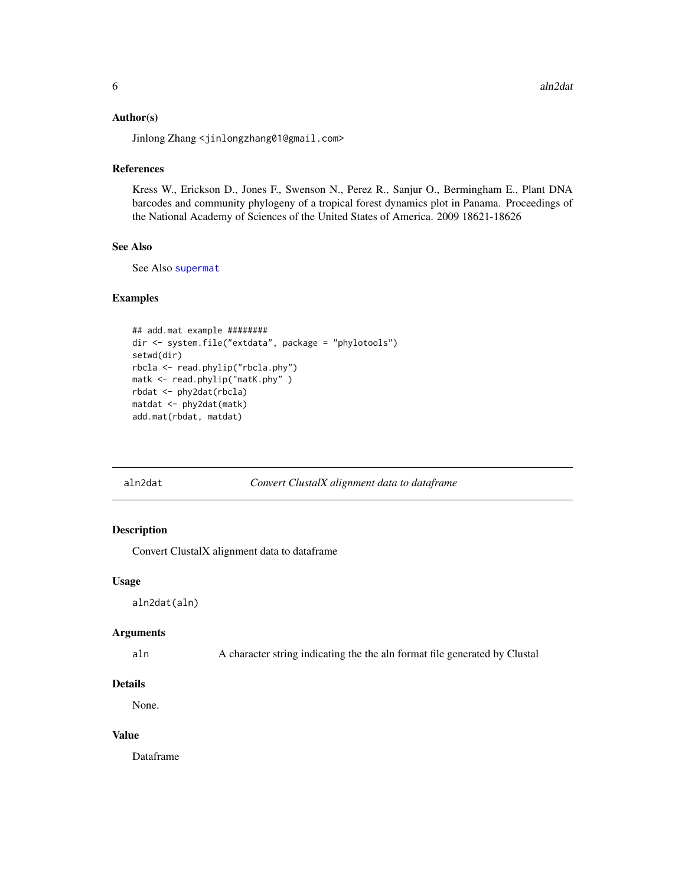### Author(s)

Jinlong Zhang <jinlongzhang01@gmail.com>

### References

Kress W., Erickson D., Jones F., Swenson N., Perez R., Sanjur O., Bermingham E., Plant DNA barcodes and community phylogeny of a tropical forest dynamics plot in Panama. Proceedings of the National Academy of Sciences of the United States of America. 2009 18621-18626

### See Also

See Also supermat

### Examples

```
## add.mat example ########
dir <- system.file("extdata", package = "phylotools")
setwd(dir)
rbcla <- read.phylip("rbcla.phy")
matk <- read.phylip("matK.phy" )
rbdat <- phy2dat(rbcla)
matdat <- phy2dat(matk)
add.mat(rbdat, matdat)
```

---

## aln2dat — *Convert ClustalX alignment data to dataframe*

### Description

Convert ClustalX alignment data to dataframe

### Usage

```
aln2dat(aln)
```

### Arguments

| | |
|---|---|
| aln | A character string indicating the the aln format file generated by Clustal |

### Details

None.

### Value

Dataframe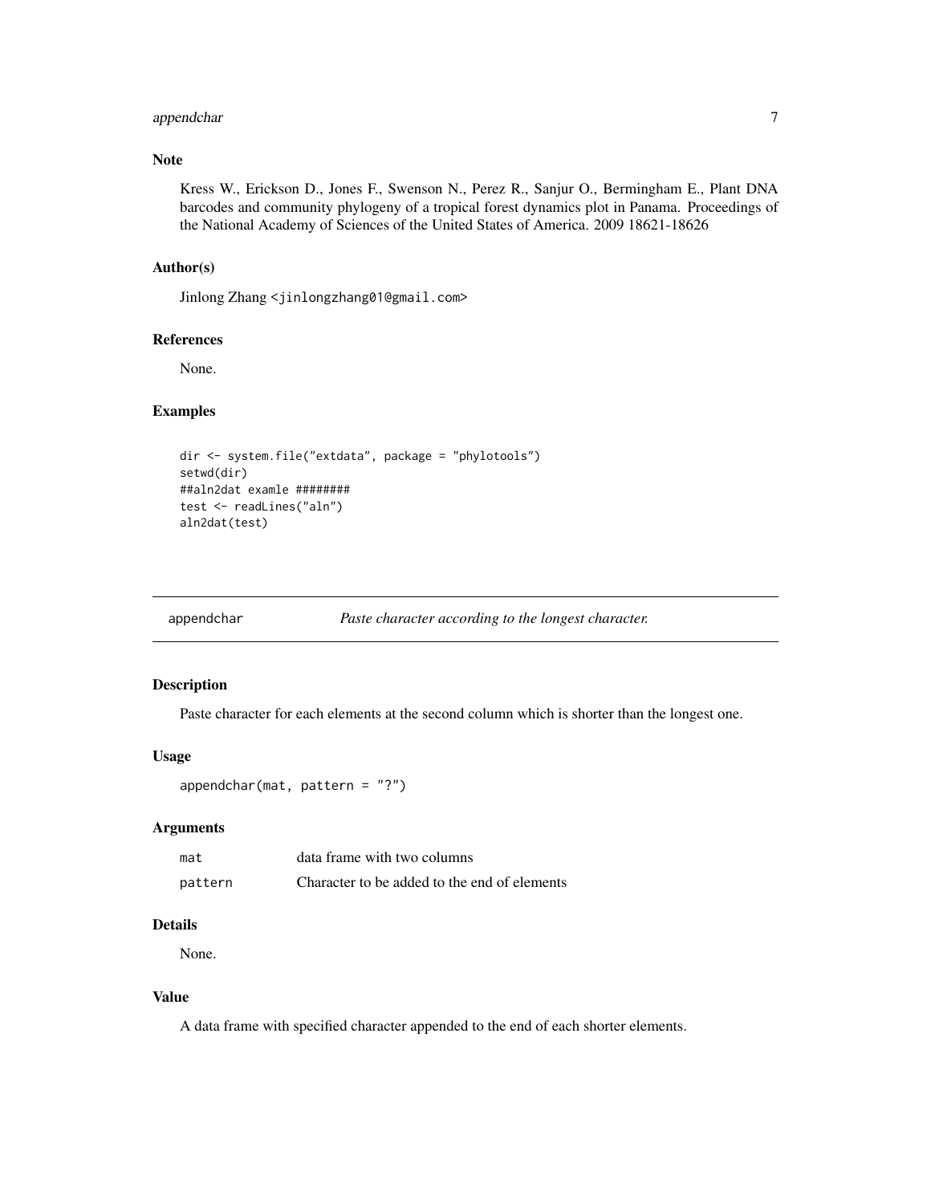### Note

Kress W., Erickson D., Jones F., Swenson N., Perez R., Sanjur O., Bermingham E., Plant DNA barcodes and community phylogeny of a tropical forest dynamics plot in Panama. Proceedings of the National Academy of Sciences of the United States of America. 2009 18621-18626

### Author(s)

Jinlong Zhang <jinlongzhang01@gmail.com>

### References

None.

### Examples

```
dir <- system.file("extdata", package = "phylotools")
setwd(dir)
##aln2dat examle ########
test <- readLines("aln")
aln2dat(test)
```

---

## appendchar — *Paste character according to the longest character.*

### Description

Paste character for each elements at the second column which is shorter than the longest one.

### Usage

```
appendchar(mat, pattern = "?")
```

### Arguments

| | |
|---|---|
| mat | data frame with two columns |
| pattern | Character to be added to the end of elements |

### Details

None.

### Value

A data frame with specified character appended to the end of each shorter elements.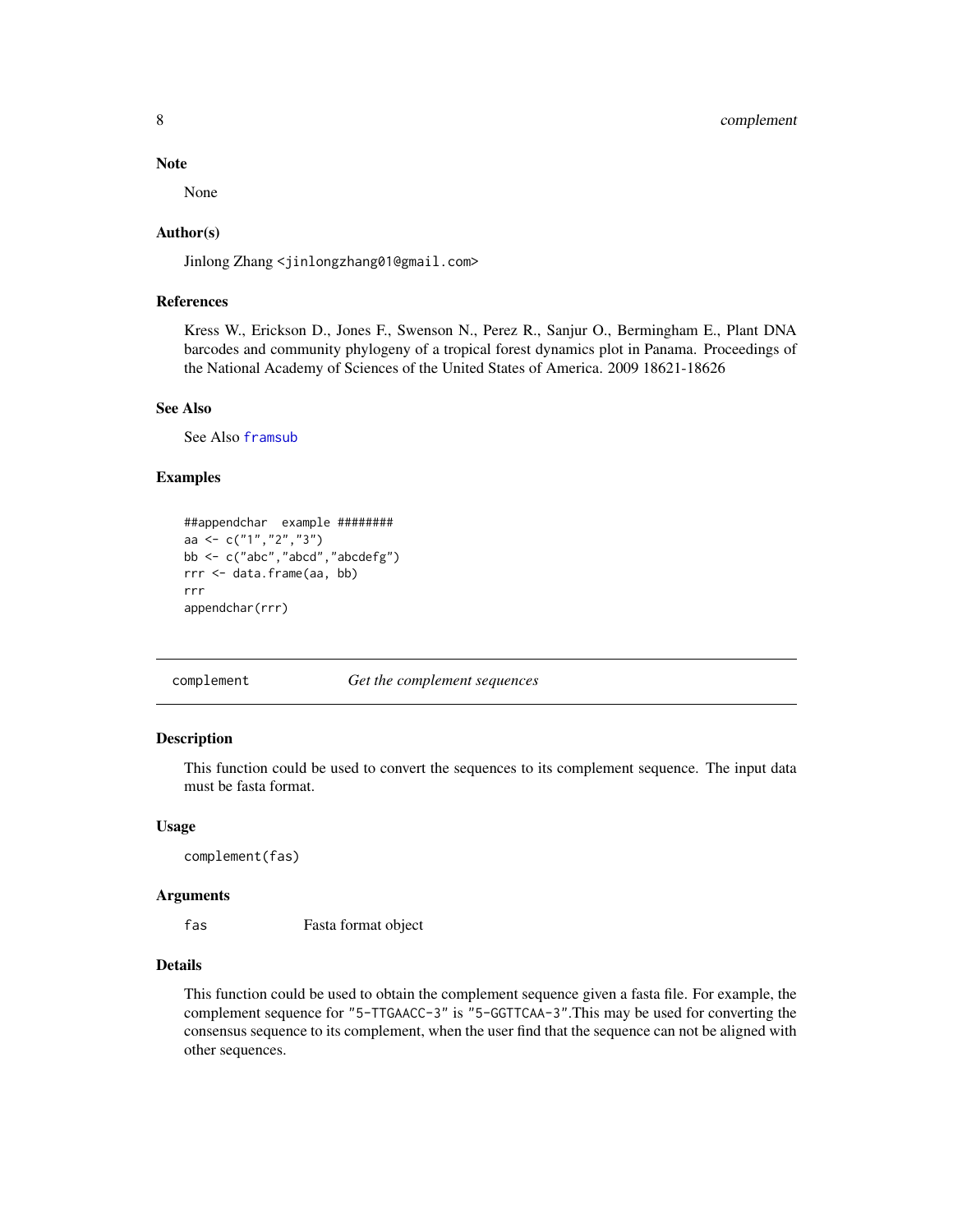### Note

None

### Author(s)

Jinlong Zhang <jinlongzhang01@gmail.com>

### References

Kress W., Erickson D., Jones F., Swenson N., Perez R., Sanjur O., Bermingham E., Plant DNA barcodes and community phylogeny of a tropical forest dynamics plot in Panama. Proceedings of the National Academy of Sciences of the United States of America. 2009 18621-18626

### See Also

See Also framsub

### Examples

```
##appendchar  example ########
aa <- c("1","2","3")
bb <- c("abc","abcd","abcdefg")
rrr <- data.frame(aa, bb)
rrr
appendchar(rrr)
```

## complement — *Get the complement sequences*

### Description

This function could be used to convert the sequences to its complement sequence. The input data must be fasta format.

### Usage

```
complement(fas)
```

### Arguments

| | |
|---|---|
| fas | Fasta format object |

### Details

This function could be used to obtain the complement sequence given a fasta file. For example, the complement sequence for "5-TTGAACC-3" is "5-GGTTCAA-3".This may be used for converting the consensus sequence to its complement, when the user find that the sequence can not be aligned with other sequences.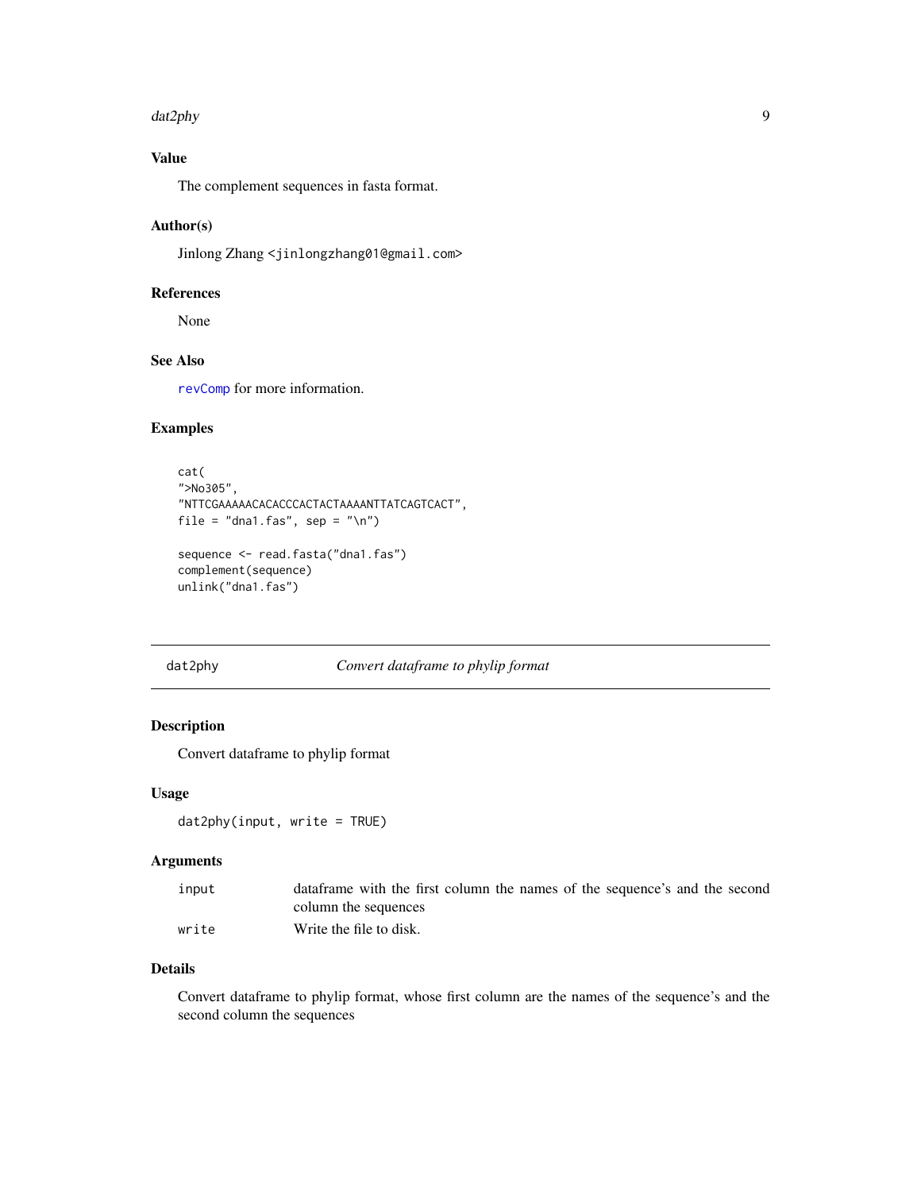## Value

The complement sequences in fasta format.

## Author(s)

Jinlong Zhang <jinlongzhang01@gmail.com>

## References

None

## See Also

revComp for more information.

## Examples

```
cat(
">No305",
"NTTCGAAAAACACACCCACTACTAAAANTTATCAGTCACT",
file = "dna1.fas", sep = "\n")

sequence <- read.fasta("dna1.fas")
complement(sequence)
unlink("dna1.fas")
```

---

# dat2phy — *Convert dataframe to phylip format*

---

## Description

Convert dataframe to phylip format

## Usage

```
dat2phy(input, write = TRUE)
```

## Arguments

| | |
|---|---|
| input | dataframe with the first column the names of the sequence's and the second column the sequences |
| write | Write the file to disk. |

## Details

Convert dataframe to phylip format, whose first column are the names of the sequence's and the second column the sequences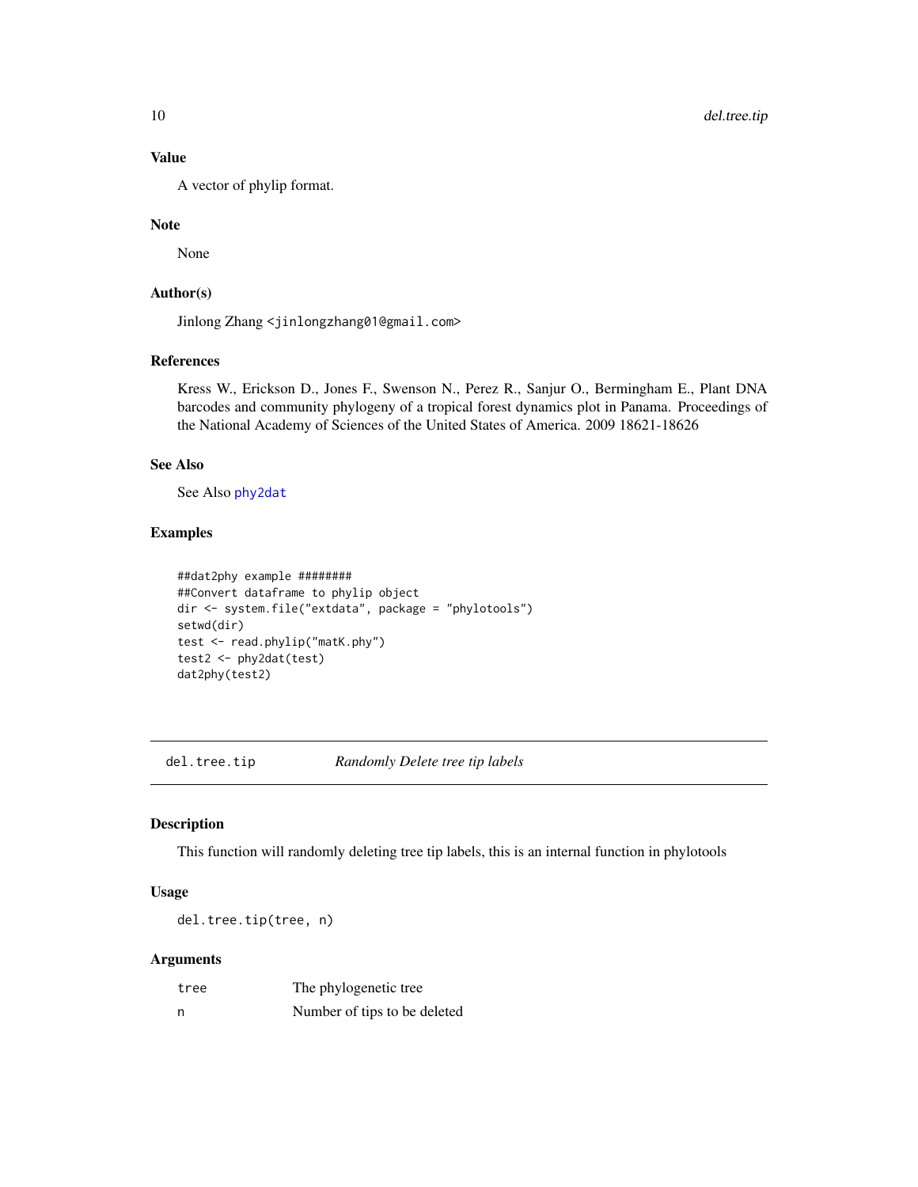### Value

A vector of phylip format.

### Note

None

### Author(s)

Jinlong Zhang <jinlongzhang01@gmail.com>

### References

Kress W., Erickson D., Jones F., Swenson N., Perez R., Sanjur O., Bermingham E., Plant DNA barcodes and community phylogeny of a tropical forest dynamics plot in Panama. Proceedings of the National Academy of Sciences of the United States of America. 2009 18621-18626

### See Also

See Also phy2dat

### Examples

```
##dat2phy example ########
##Convert dataframe to phylip object
dir <- system.file("extdata", package = "phylotools")
setwd(dir)
test <- read.phylip("matK.phy")
test2 <- phy2dat(test)
dat2phy(test2)
```

## del.tree.tip — *Randomly Delete tree tip labels*

### Description

This function will randomly deleting tree tip labels, this is an internal function in phylotools

### Usage

```
del.tree.tip(tree, n)
```

### Arguments

| | |
|---|---|
| tree | The phylogenetic tree |
| n | Number of tips to be deleted |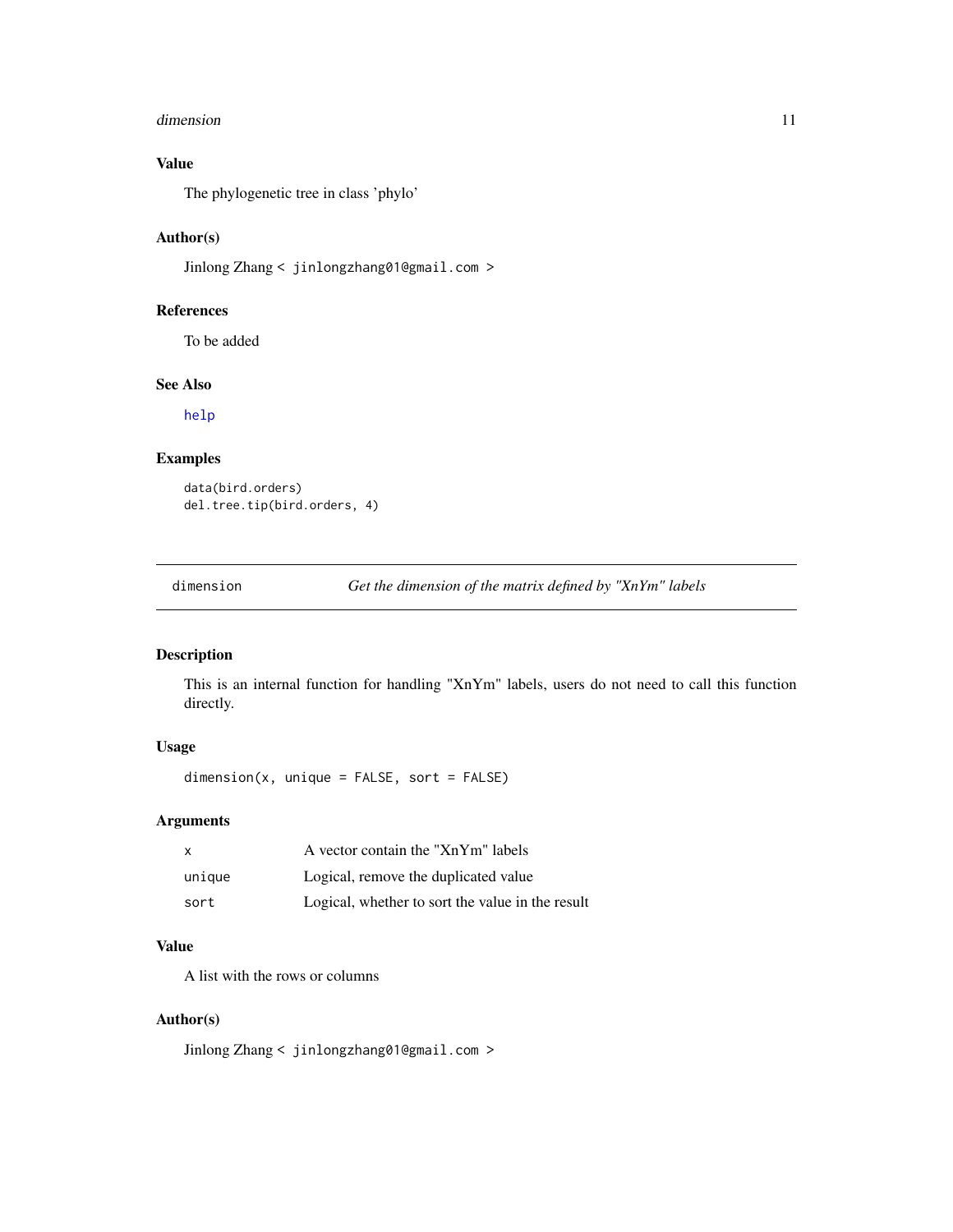## Value

The phylogenetic tree in class 'phylo'

## Author(s)

Jinlong Zhang < jinlongzhang01@gmail.com >

## References

To be added

## See Also

help

## Examples

```
data(bird.orders)
del.tree.tip(bird.orders, 4)
```

---

# dimension — *Get the dimension of the matrix defined by "XnYm" labels*

---

## Description

This is an internal function for handling "XnYm" labels, users do not need to call this function directly.

## Usage

```
dimension(x, unique = FALSE, sort = FALSE)
```

## Arguments

| | |
|---|---|
| x | A vector contain the "XnYm" labels |
| unique | Logical, remove the duplicated value |
| sort | Logical, whether to sort the value in the result |

## Value

A list with the rows or columns

## Author(s)

Jinlong Zhang < jinlongzhang01@gmail.com >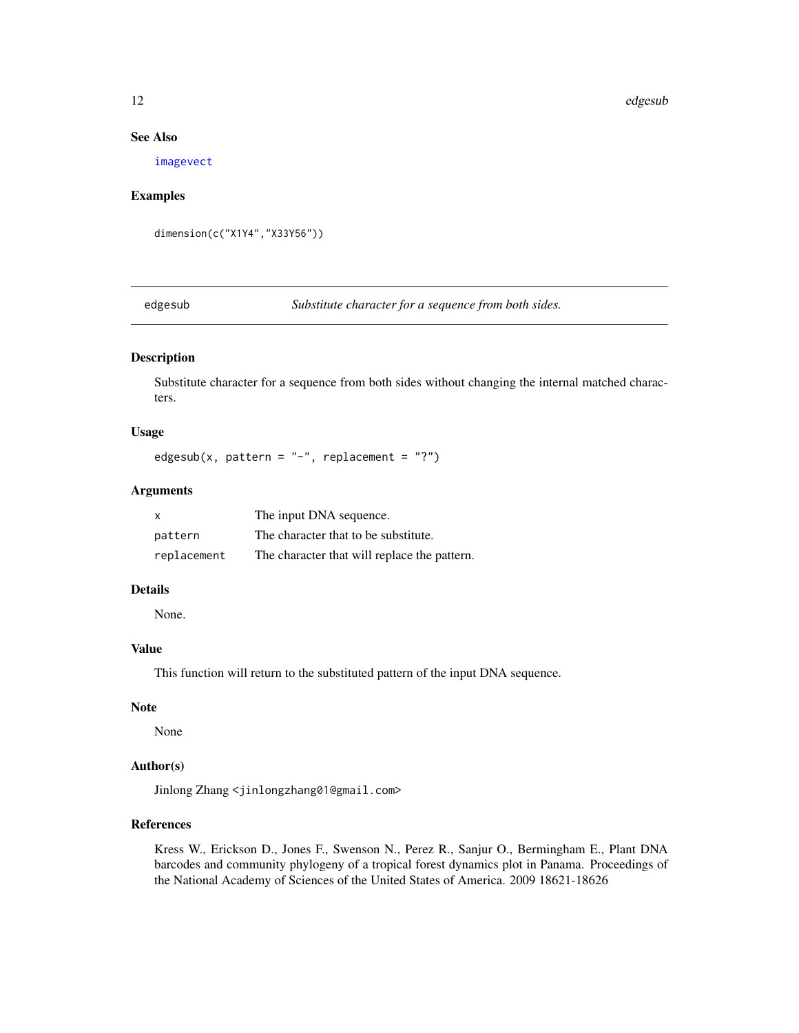### See Also

imagevect

### Examples

```
dimension(c("X1Y4","X33Y56"))
```

---

## edgesub — *Substitute character for a sequence from both sides.*

---

### Description

Substitute character for a sequence from both sides without changing the internal matched characters.

### Usage

```
edgesub(x, pattern = "-", replacement = "?")
```

### Arguments

| | |
|---|---|
| x | The input DNA sequence. |
| pattern | The character that to be substitute. |
| replacement | The character that will replace the pattern. |

### Details

None.

### Value

This function will return to the substituted pattern of the input DNA sequence.

### Note

None

### Author(s)

Jinlong Zhang <jinlongzhang01@gmail.com>

### References

Kress W., Erickson D., Jones F., Swenson N., Perez R., Sanjur O., Bermingham E., Plant DNA barcodes and community phylogeny of a tropical forest dynamics plot in Panama. Proceedings of the National Academy of Sciences of the United States of America. 2009 18621-18626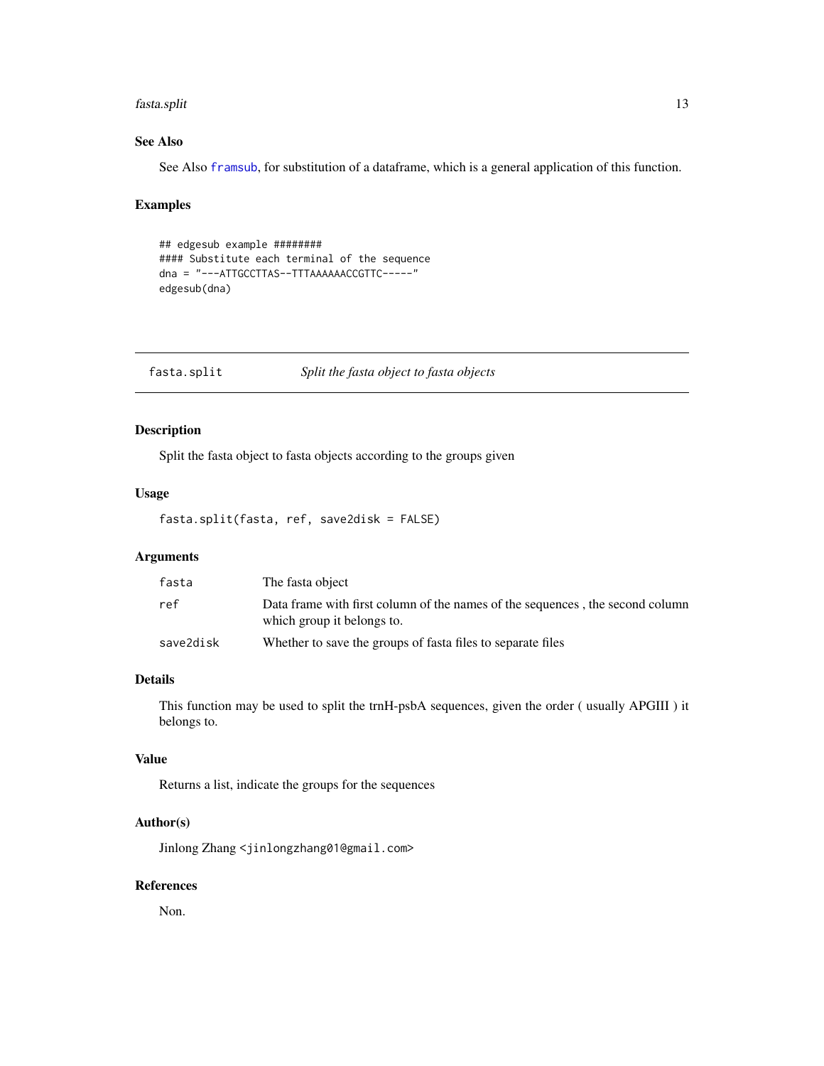### See Also

See Also framsub, for substitution of a dataframe, which is a general application of this function.

### Examples

```
## edgesub example ########
#### Substitute each terminal of the sequence
dna = "---ATTGCCTTAS--TTTAAAAAACCGTTC-----"
edgesub(dna)
```

---

## fasta.split *Split the fasta object to fasta objects*

### Description

Split the fasta object to fasta objects according to the groups given

### Usage

```
fasta.split(fasta, ref, save2disk = FALSE)
```

### Arguments

| | |
|---|---|
| fasta | The fasta object |
| ref | Data frame with first column of the names of the sequences , the second column which group it belongs to. |
| save2disk | Whether to save the groups of fasta files to separate files |

### Details

This function may be used to split the trnH-psbA sequences, given the order ( usually APGIII ) it belongs to.

### Value

Returns a list, indicate the groups for the sequences

### Author(s)

Jinlong Zhang <jinlongzhang01@gmail.com>

### References

Non.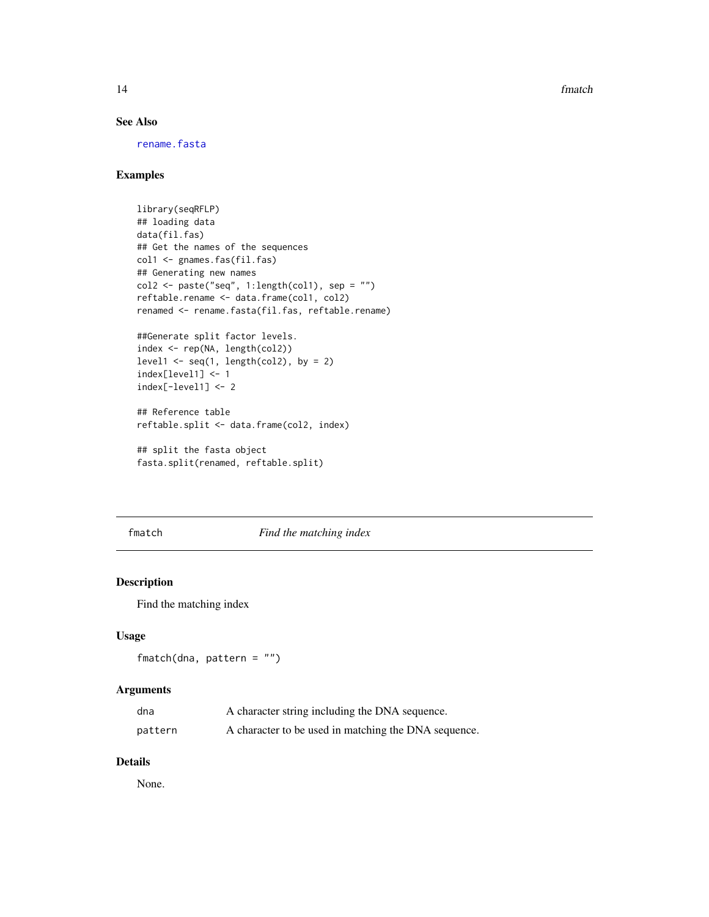### See Also

rename.fasta

### Examples

```
library(seqRFLP)
## loading data
data(fil.fas)
## Get the names of the sequences
col1 <- gnames.fas(fil.fas)
## Generating new names
col2 <- paste("seq", 1:length(col1), sep = "")
reftable.rename <- data.frame(col1, col2)
renamed <- rename.fasta(fil.fas, reftable.rename)

##Generate split factor levels.
index <- rep(NA, length(col2))
level1 <- seq(1, length(col2), by = 2)
index[level1] <- 1
index[-level1] <- 2

## Reference table
reftable.split <- data.frame(col2, index)

## split the fasta object
fasta.split(renamed, reftable.split)
```

---

## fmatch *Find the matching index*

### Description

Find the matching index

### Usage

```
fmatch(dna, pattern = "")
```

### Arguments

| | |
|---|---|
| dna | A character string including the DNA sequence. |
| pattern | A character to be used in matching the DNA sequence. |

### Details

None.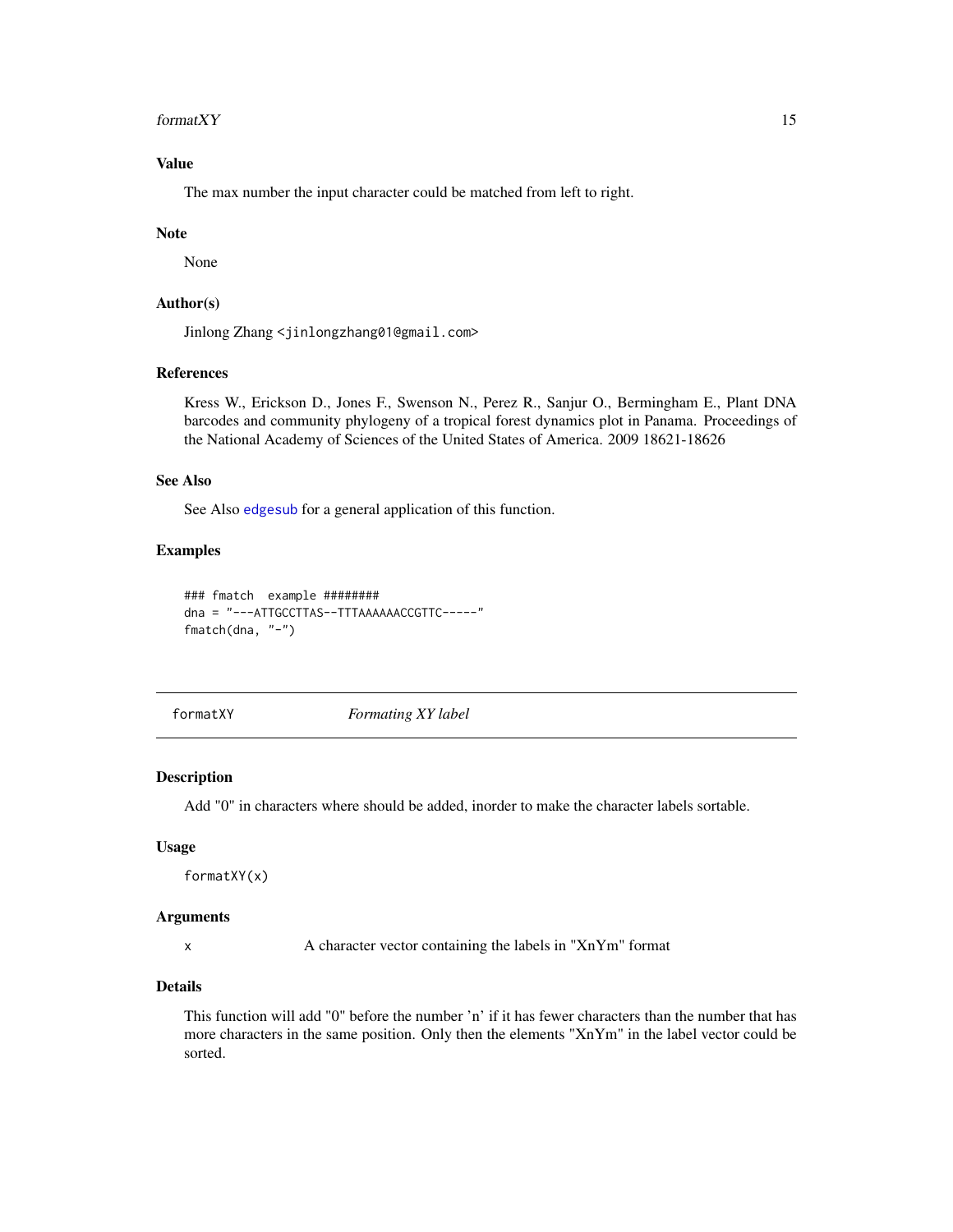### Value

The max number the input character could be matched from left to right.

### Note

None

### Author(s)

Jinlong Zhang <jinlongzhang01@gmail.com>

### References

Kress W., Erickson D., Jones F., Swenson N., Perez R., Sanjur O., Bermingham E., Plant DNA barcodes and community phylogeny of a tropical forest dynamics plot in Panama. Proceedings of the National Academy of Sciences of the United States of America. 2009 18621-18626

### See Also

See Also edgesub for a general application of this function.

### Examples

```
### fmatch  example ########
dna = "---ATTGCCTTAS--TTTAAAAAACCGTTC-----"
fmatch(dna, "-")
```

---

## formatXY — *Formating XY label*

---

### Description

Add "0" in characters where should be added, inorder to make the character labels sortable.

### Usage

```
formatXY(x)
```

### Arguments

| | |
|---|---|
| x | A character vector containing the labels in "XnYm" format |

### Details

This function will add "0" before the number 'n' if it has fewer characters than the number that has more characters in the same position. Only then the elements "XnYm" in the label vector could be sorted.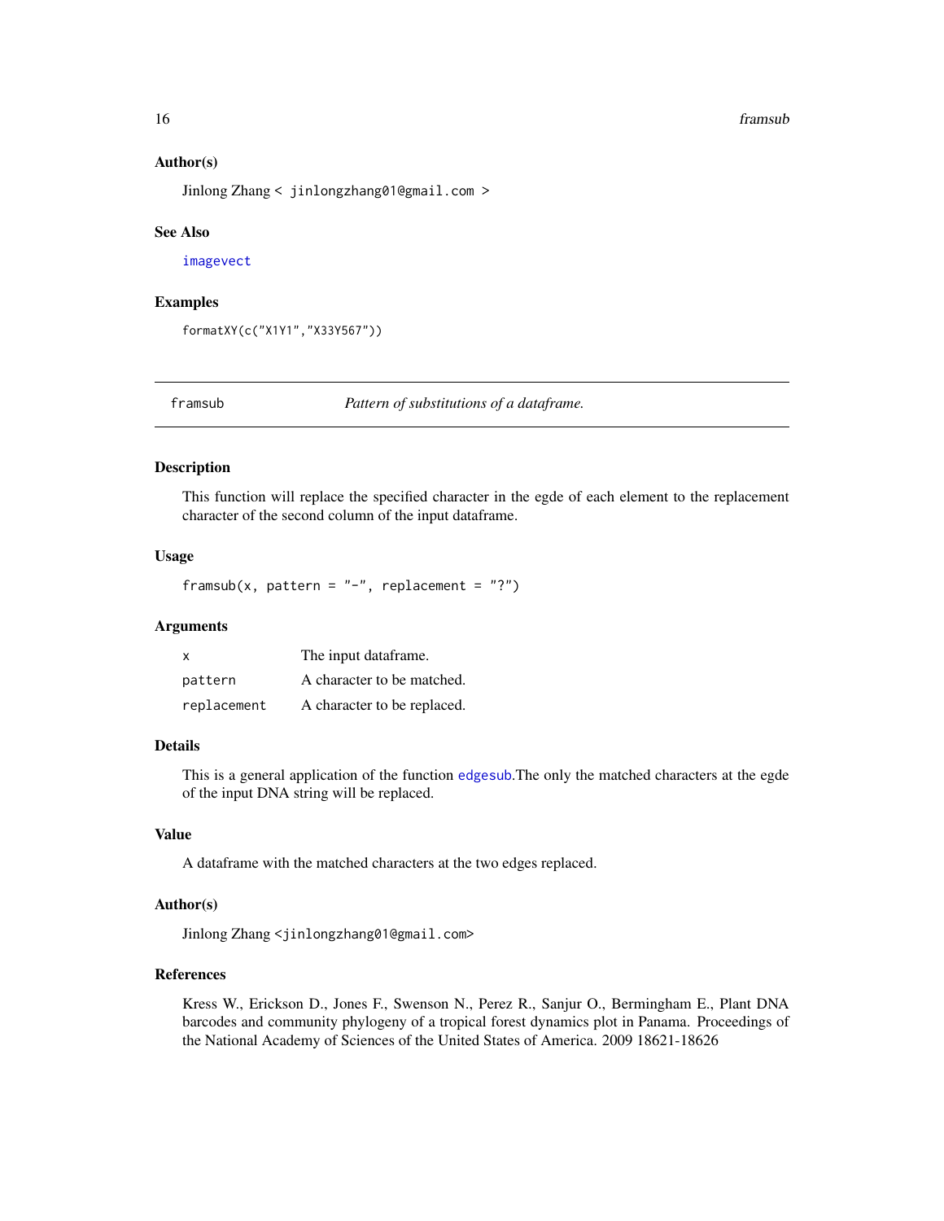## Author(s)

Jinlong Zhang < jinlongzhang01@gmail.com >

## See Also

imagevect

## Examples

```
formatXY(c("X1Y1","X33Y567"))
```

---

# framsub — *Pattern of substitutions of a dataframe.*

## Description

This function will replace the specified character in the egde of each element to the replacement character of the second column of the input dataframe.

## Usage

```
framsub(x, pattern = "-", replacement = "?")
```

## Arguments

| | |
|---|---|
| x | The input dataframe. |
| pattern | A character to be matched. |
| replacement | A character to be replaced. |

## Details

This is a general application of the function edgesub.The only the matched characters at the egde of the input DNA string will be replaced.

## Value

A dataframe with the matched characters at the two edges replaced.

## Author(s)

Jinlong Zhang <jinlongzhang01@gmail.com>

## References

Kress W., Erickson D., Jones F., Swenson N., Perez R., Sanjur O., Bermingham E., Plant DNA barcodes and community phylogeny of a tropical forest dynamics plot in Panama. Proceedings of the National Academy of Sciences of the United States of America. 2009 18621-18626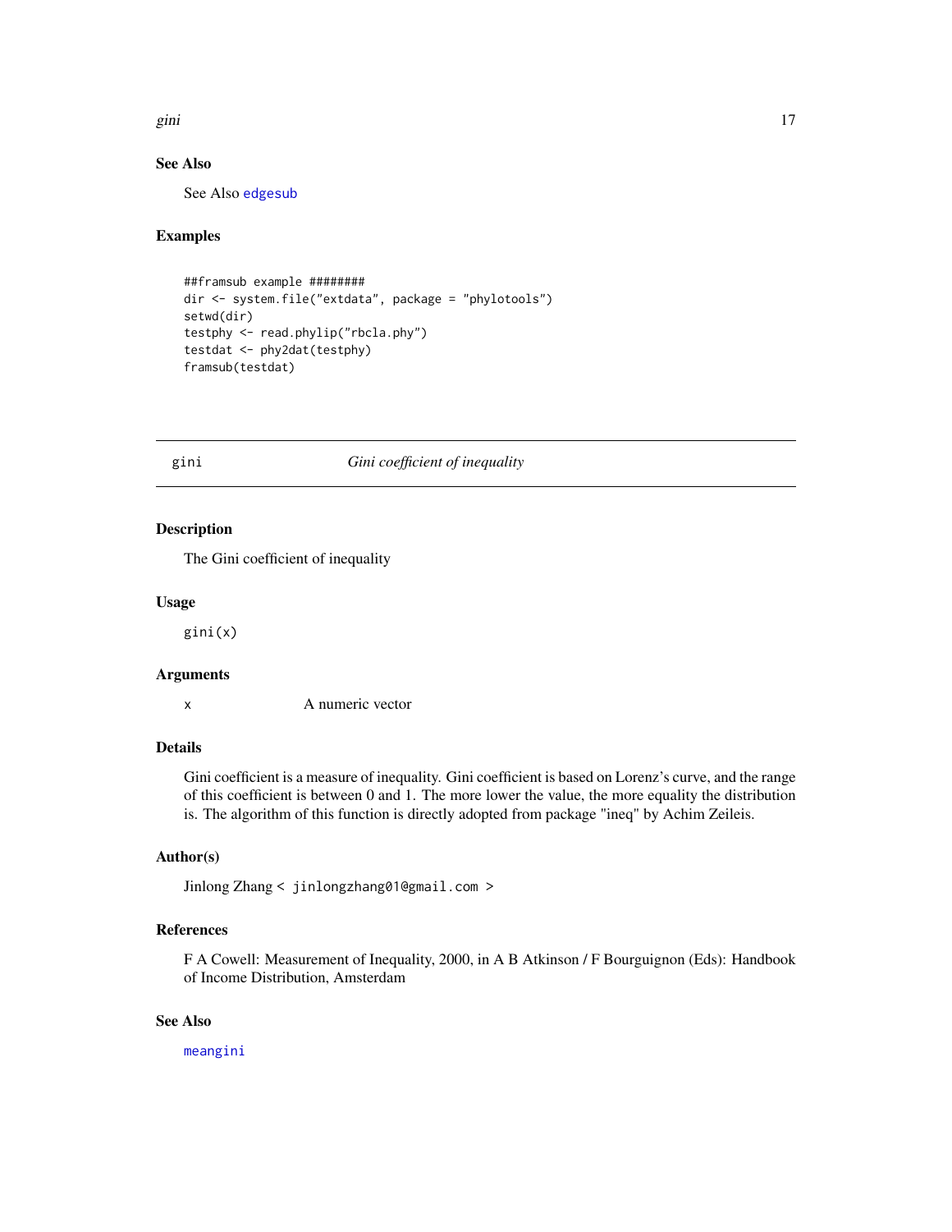### See Also

See Also edgesub

### Examples

```
##framsub example ########
dir <- system.file("extdata", package = "phylotools")
setwd(dir)
testphy <- read.phylip("rbcla.phy")
testdat <- phy2dat(testphy)
framsub(testdat)
```

---

## gini *Gini coefficient of inequality*

---

### Description

The Gini coefficient of inequality

### Usage

```
gini(x)
```

### Arguments

| | |
|---|---|
| x | A numeric vector |

### Details

Gini coefficient is a measure of inequality. Gini coefficient is based on Lorenz's curve, and the range of this coefficient is between 0 and 1. The more lower the value, the more equality the distribution is. The algorithm of this function is directly adopted from package "ineq" by Achim Zeileis.

### Author(s)

Jinlong Zhang < jinlongzhang01@gmail.com >

### References

F A Cowell: Measurement of Inequality, 2000, in A B Atkinson / F Bourguignon (Eds): Handbook of Income Distribution, Amsterdam

### See Also

meangini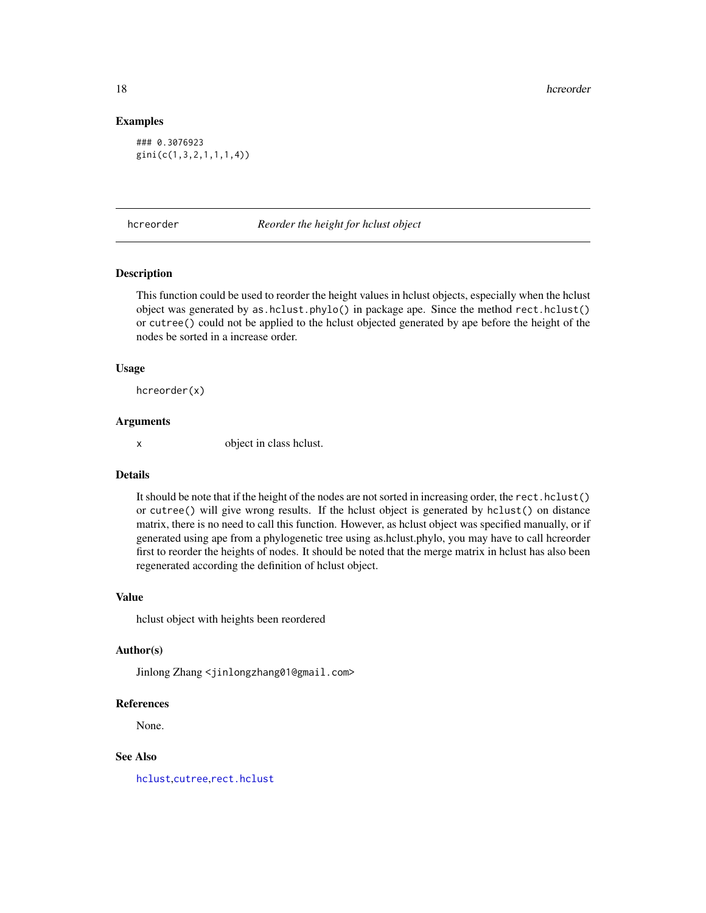## Examples

```
### 0.3076923
gini(c(1,3,2,1,1,1,4))
```

---

# hcreorder *Reorder the height for hclust object*

---

## Description

This function could be used to reorder the height values in hclust objects, especially when the hclust object was generated by `as.hclust.phylo()` in package ape. Since the method `rect.hclust()` or `cutree()` could not be applied to the hclust objected generated by ape before the height of the nodes be sorted in a increase order.

## Usage

```
hcreorder(x)
```

## Arguments

| | |
|---|---|
| x | object in class hclust. |

## Details

It should be note that if the height of the nodes are not sorted in increasing order, the `rect.hclust()` or `cutree()` will give wrong results. If the hclust object is generated by `hclust()` on distance matrix, there is no need to call this function. However, as hclust object was specified manually, or if generated using ape from a phylogenetic tree using as.hclust.phylo, you may have to call hcreorder first to reorder the heights of nodes. It should be noted that the merge matrix in hclust has also been regenerated according the definition of hclust object.

## Value

hclust object with heights been reordered

## Author(s)

Jinlong Zhang <jinlongzhang01@gmail.com>

## References

None.

## See Also

hclust,cutree,rect.hclust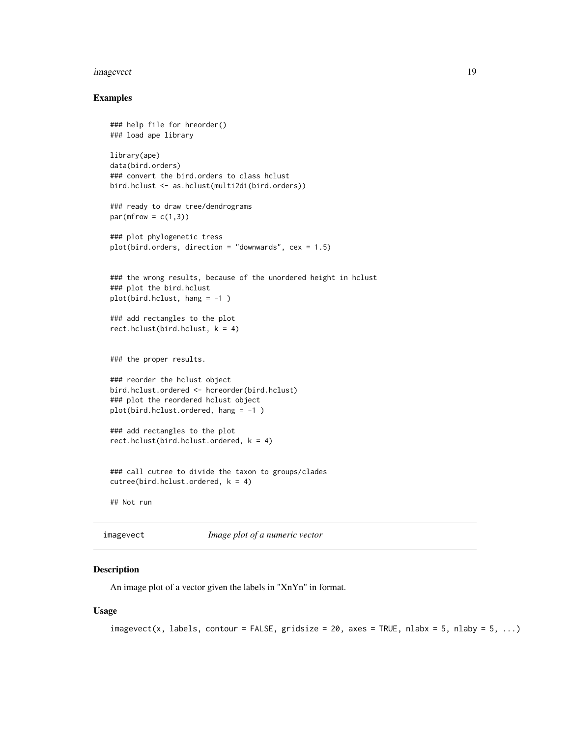## Examples

```
### help file for hreorder()
### load ape library

library(ape)
data(bird.orders)
### convert the bird.orders to class hclust
bird.hclust <- as.hclust(multi2di(bird.orders))

### ready to draw tree/dendrograms
par(mfrow = c(1,3))

### plot phylogenetic tress
plot(bird.orders, direction = "downwards", cex = 1.5)


### the wrong results, because of the unordered height in hclust
### plot the bird.hclust
plot(bird.hclust, hang = -1 )

### add rectangles to the plot
rect.hclust(bird.hclust, k = 4)


### the proper results.

### reorder the hclust object
bird.hclust.ordered <- hcreorder(bird.hclust)
### plot the reordered hclust object
plot(bird.hclust.ordered, hang = -1 )

### add rectangles to the plot
rect.hclust(bird.hclust.ordered, k = 4)


### call cutree to divide the taxon to groups/clades
cutree(bird.hclust.ordered, k = 4)

## Not run
```

---

imagevect    *Image plot of a numeric vector*

---

## Description

An image plot of a vector given the labels in "XnYn" in format.

## Usage

```
imagevect(x, labels, contour = FALSE, gridsize = 20, axes = TRUE, nlabx = 5, nlaby = 5, ...)
```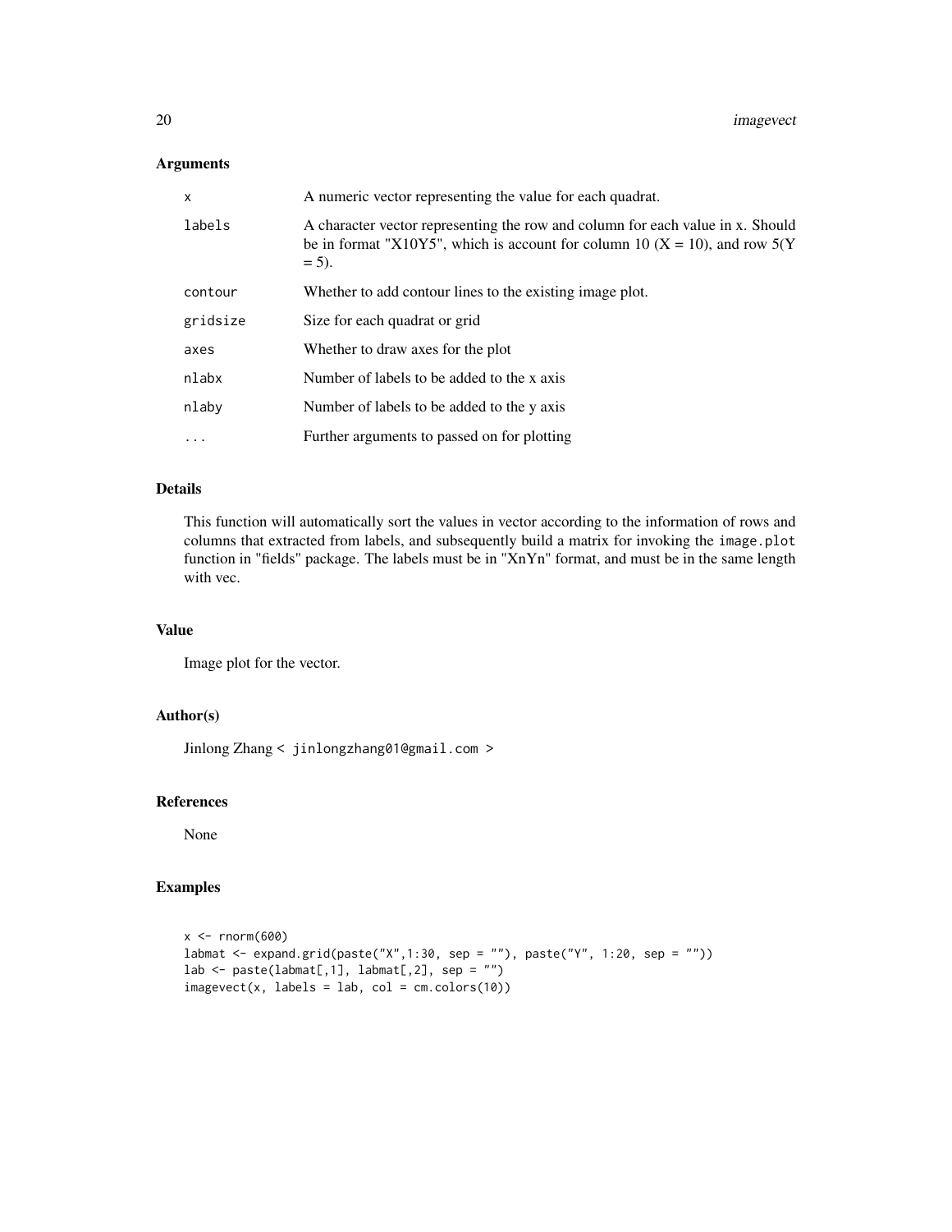### Arguments

| | |
|---|---|
| `x` | A numeric vector representing the value for each quadrat. |
| `labels` | A character vector representing the row and column for each value in x. Should be in format "X10Y5", which is account for column 10 (X = 10), and row 5(Y = 5). |
| `contour` | Whether to add contour lines to the existing image plot. |
| `gridsize` | Size for each quadrat or grid |
| `axes` | Whether to draw axes for the plot |
| `nlabx` | Number of labels to be added to the x axis |
| `nlaby` | Number of labels to be added to the y axis |
| `...` | Further arguments to passed on for plotting |

### Details

This function will automatically sort the values in vector according to the information of rows and columns that extracted from labels, and subsequently build a matrix for invoking the `image.plot` function in "fields" package. The labels must be in "XnYn" format, and must be in the same length with vec.

### Value

Image plot for the vector.

### Author(s)

Jinlong Zhang < jinlongzhang01@gmail.com >

### References

None

### Examples

```
x <- rnorm(600)
labmat <- expand.grid(paste("X",1:30, sep = ""), paste("Y", 1:20, sep = ""))
lab <- paste(labmat[,1], labmat[,2], sep = "")
imagevect(x, labels = lab, col = cm.colors(10))
```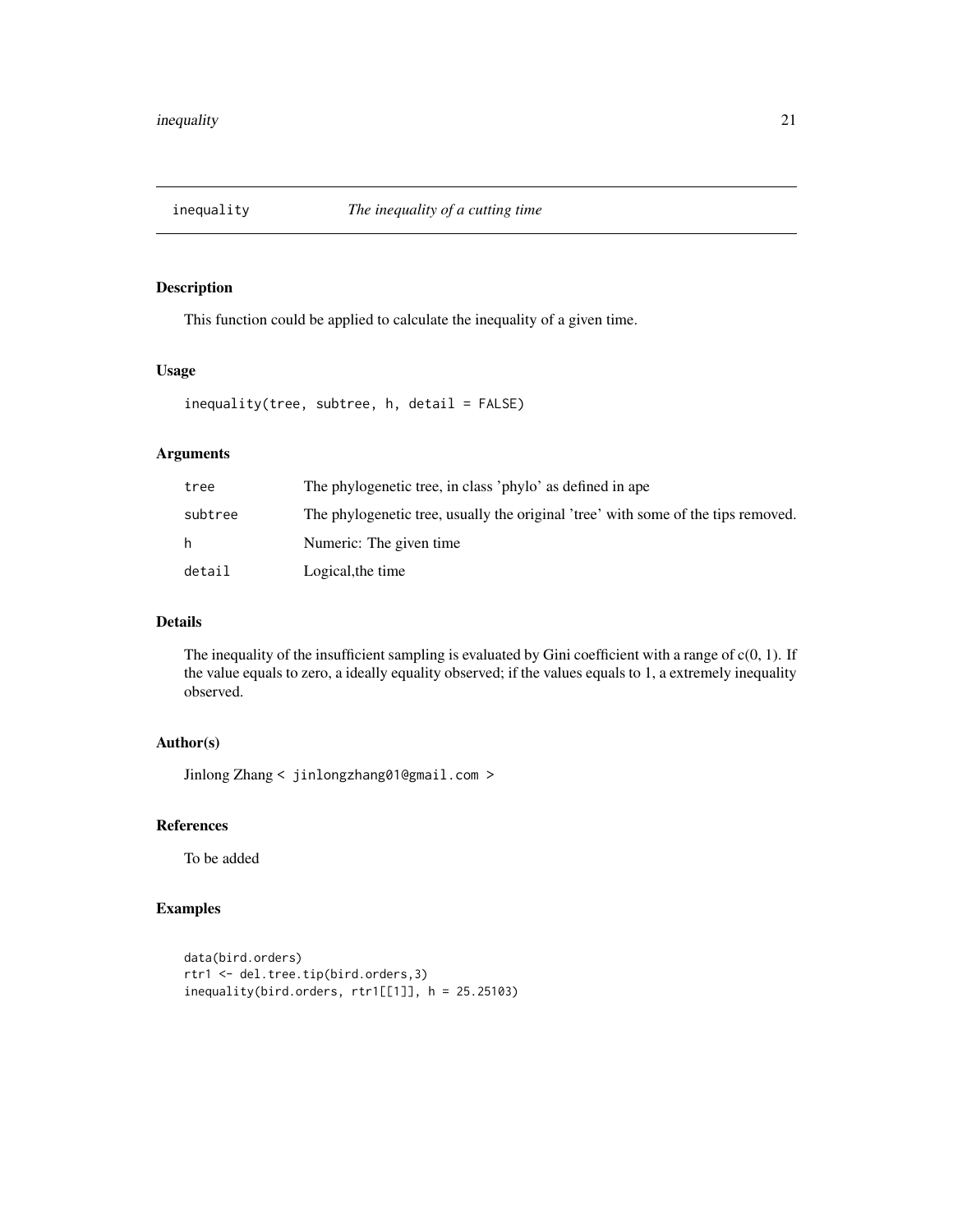# inequality — *The inequality of a cutting time*

## Description

This function could be applied to calculate the inequality of a given time.

## Usage

```
inequality(tree, subtree, h, detail = FALSE)
```

## Arguments

| | |
|---|---|
| tree | The phylogenetic tree, in class 'phylo' as defined in ape |
| subtree | The phylogenetic tree, usually the original 'tree' with some of the tips removed. |
| h | Numeric: The given time |
| detail | Logical,the time |

## Details

The inequality of the insufficient sampling is evaluated by Gini coefficient with a range of c(0, 1). If the value equals to zero, a ideally equality observed; if the values equals to 1, a extremely inequality observed.

## Author(s)

Jinlong Zhang < jinlongzhang01@gmail.com >

## References

To be added

## Examples

```
data(bird.orders)
rtr1 <- del.tree.tip(bird.orders,3)
inequality(bird.orders, rtr1[[1]], h = 25.25103)
```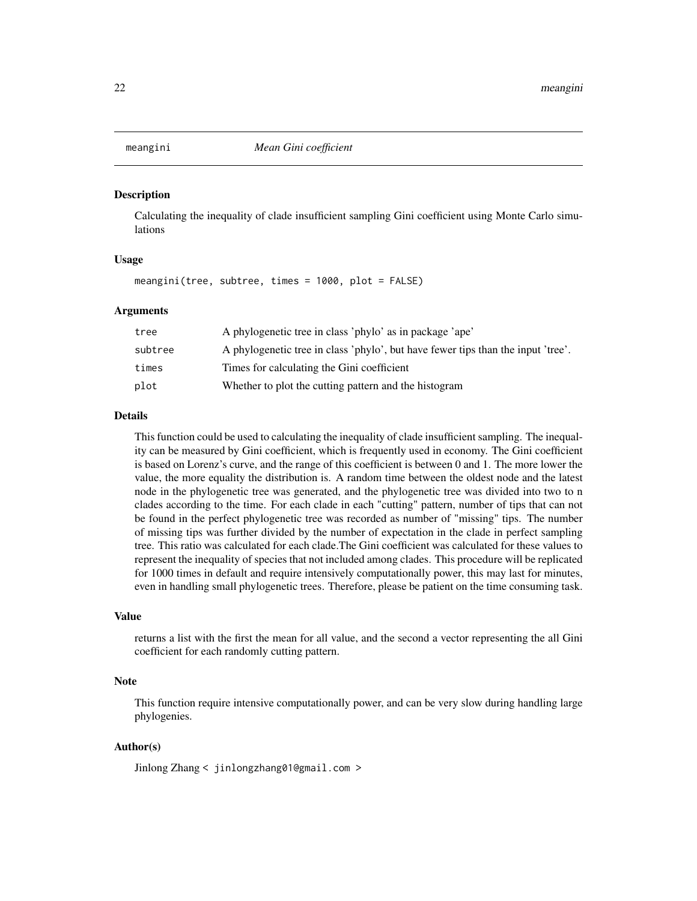# meangini *Mean Gini coefficient*

## Description

Calculating the inequality of clade insufficient sampling Gini coefficient using Monte Carlo simulations

## Usage

```
meangini(tree, subtree, times = 1000, plot = FALSE)
```

## Arguments

| | |
|---|---|
| tree | A phylogenetic tree in class 'phylo' as in package 'ape' |
| subtree | A phylogenetic tree in class 'phylo', but have fewer tips than the input 'tree'. |
| times | Times for calculating the Gini coefficient |
| plot | Whether to plot the cutting pattern and the histogram |

## Details

This function could be used to calculating the inequality of clade insufficient sampling. The inequality can be measured by Gini coefficient, which is frequently used in economy. The Gini coefficient is based on Lorenz's curve, and the range of this coefficient is between 0 and 1. The more lower the value, the more equality the distribution is. A random time between the oldest node and the latest node in the phylogenetic tree was generated, and the phylogenetic tree was divided into two to n clades according to the time. For each clade in each "cutting" pattern, number of tips that can not be found in the perfect phylogenetic tree was recorded as number of "missing" tips. The number of missing tips was further divided by the number of expectation in the clade in perfect sampling tree. This ratio was calculated for each clade.The Gini coefficient was calculated for these values to represent the inequality of species that not included among clades. This procedure will be replicated for 1000 times in default and require intensively computationally power, this may last for minutes, even in handling small phylogenetic trees. Therefore, please be patient on the time consuming task.

## Value

returns a list with the first the mean for all value, and the second a vector representing the all Gini coefficient for each randomly cutting pattern.

## Note

This function require intensive computationally power, and can be very slow during handling large phylogenies.

## Author(s)

Jinlong Zhang < jinlongzhang01@gmail.com >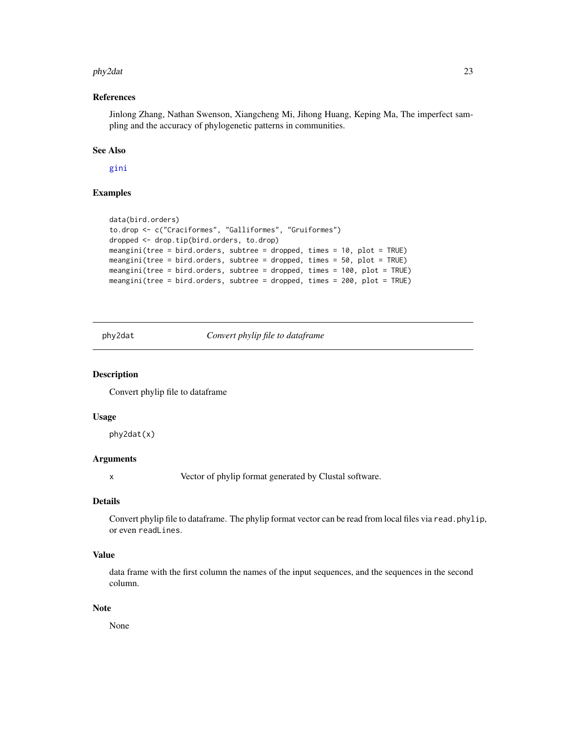### References

Jinlong Zhang, Nathan Swenson, Xiangcheng Mi, Jihong Huang, Keping Ma, The imperfect sampling and the accuracy of phylogenetic patterns in communities.

### See Also

gini

### Examples

```
data(bird.orders)
to.drop <- c("Craciformes", "Galliformes", "Gruiformes")
dropped <- drop.tip(bird.orders, to.drop)
meangini(tree = bird.orders, subtree = dropped, times = 10, plot = TRUE)
meangini(tree = bird.orders, subtree = dropped, times = 50, plot = TRUE)
meangini(tree = bird.orders, subtree = dropped, times = 100, plot = TRUE)
meangini(tree = bird.orders, subtree = dropped, times = 200, plot = TRUE)
```

---

## phy2dat *Convert phylip file to dataframe*

---

### Description

Convert phylip file to dataframe

### Usage

```
phy2dat(x)
```

### Arguments

| | |
|---|---|
| x | Vector of phylip format generated by Clustal software. |

### Details

Convert phylip file to dataframe. The phylip format vector can be read from local files via `read.phylip`, or even `readLines`.

### Value

data frame with the first column the names of the input sequences, and the sequences in the second column.

### Note

None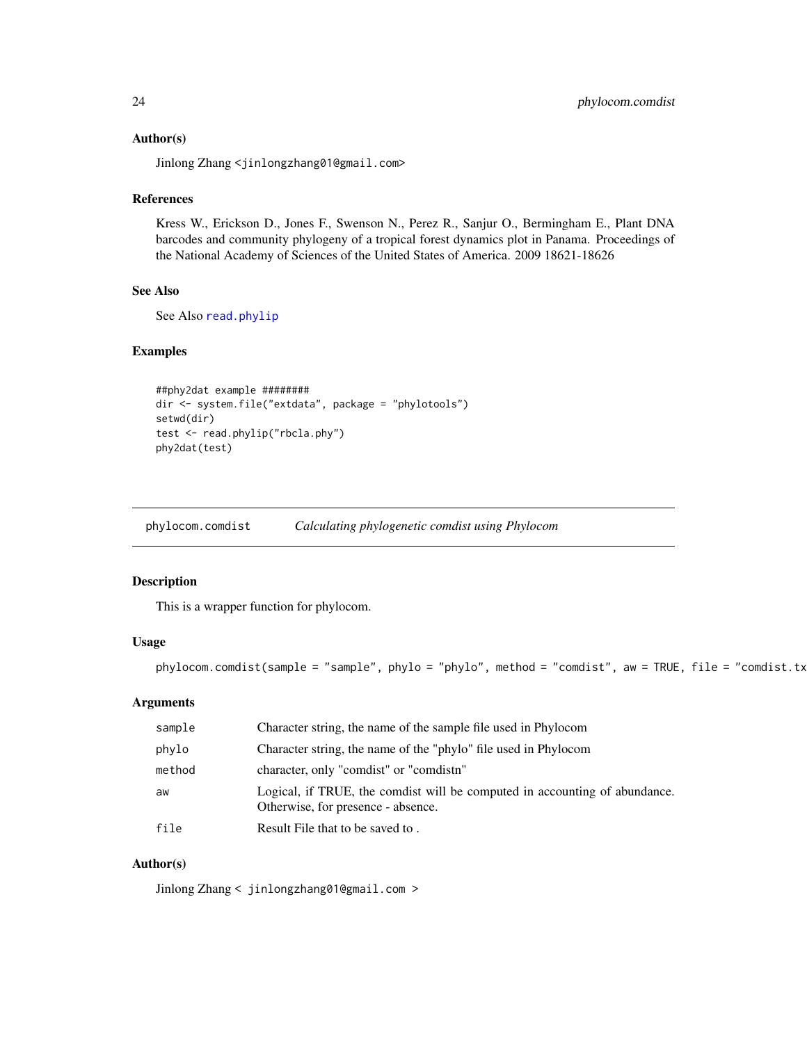### Author(s)

Jinlong Zhang <jinlongzhang01@gmail.com>

### References

Kress W., Erickson D., Jones F., Swenson N., Perez R., Sanjur O., Bermingham E., Plant DNA barcodes and community phylogeny of a tropical forest dynamics plot in Panama. Proceedings of the National Academy of Sciences of the United States of America. 2009 18621-18626

### See Also

See Also read.phylip

### Examples

```
##phy2dat example ########
dir <- system.file("extdata", package = "phylotools")
setwd(dir)
test <- read.phylip("rbcla.phy")
phy2dat(test)
```

---

## phylocom.comdist — *Calculating phylogenetic comdist using Phylocom*

### Description

This is a wrapper function for phylocom.

### Usage

```
phylocom.comdist(sample = "sample", phylo = "phylo", method = "comdist", aw = TRUE, file = "comdist.tx
```

### Arguments

| | |
|---|---|
| sample | Character string, the name of the sample file used in Phylocom |
| phylo | Character string, the name of the "phylo" file used in Phylocom |
| method | character, only "comdist" or "comdistn" |
| aw | Logical, if TRUE, the comdist will be computed in accounting of abundance. Otherwise, for presence - absence. |
| file | Result File that to be saved to . |

### Author(s)

Jinlong Zhang < jinlongzhang01@gmail.com >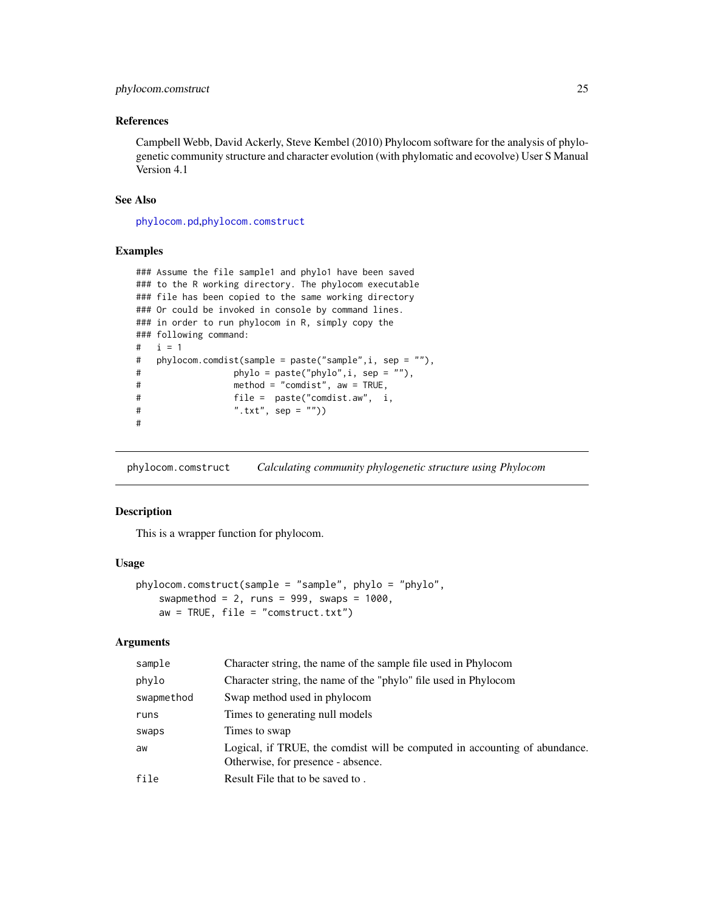### References

Campbell Webb, David Ackerly, Steve Kembel (2010) Phylocom software for the analysis of phylogenetic community structure and character evolution (with phylomatic and ecovolve) User S Manual Version 4.1

### See Also

phylocom.pd,phylocom.comstruct

### Examples

```
### Assume the file sample1 and phylo1 have been saved
### to the R working directory. The phylocom executable
### file has been copied to the same working directory
### Or could be invoked in console by command lines.
### in order to run phylocom in R, simply copy the
### following command:
#   i = 1
#   phylocom.comdist(sample = paste("sample",i, sep = ""),
#                  phylo = paste("phylo",i, sep = ""),
#                  method = "comdist", aw = TRUE,
#                  file =  paste("comdist.aw",  i,
#                  ".txt", sep = ""))
#
```

## phylocom.comstruct — *Calculating community phylogenetic structure using Phylocom*

### Description

This is a wrapper function for phylocom.

### Usage

```
phylocom.comstruct(sample = "sample", phylo = "phylo",
    swapmethod = 2, runs = 999, swaps = 1000,
    aw = TRUE, file = "comstruct.txt")
```

### Arguments

| | |
|---|---|
| sample | Character string, the name of the sample file used in Phylocom |
| phylo | Character string, the name of the "phylo" file used in Phylocom |
| swapmethod | Swap method used in phylocom |
| runs | Times to generating null models |
| swaps | Times to swap |
| aw | Logical, if TRUE, the comdist will be computed in accounting of abundance. Otherwise, for presence - absence. |
| file | Result File that to be saved to . |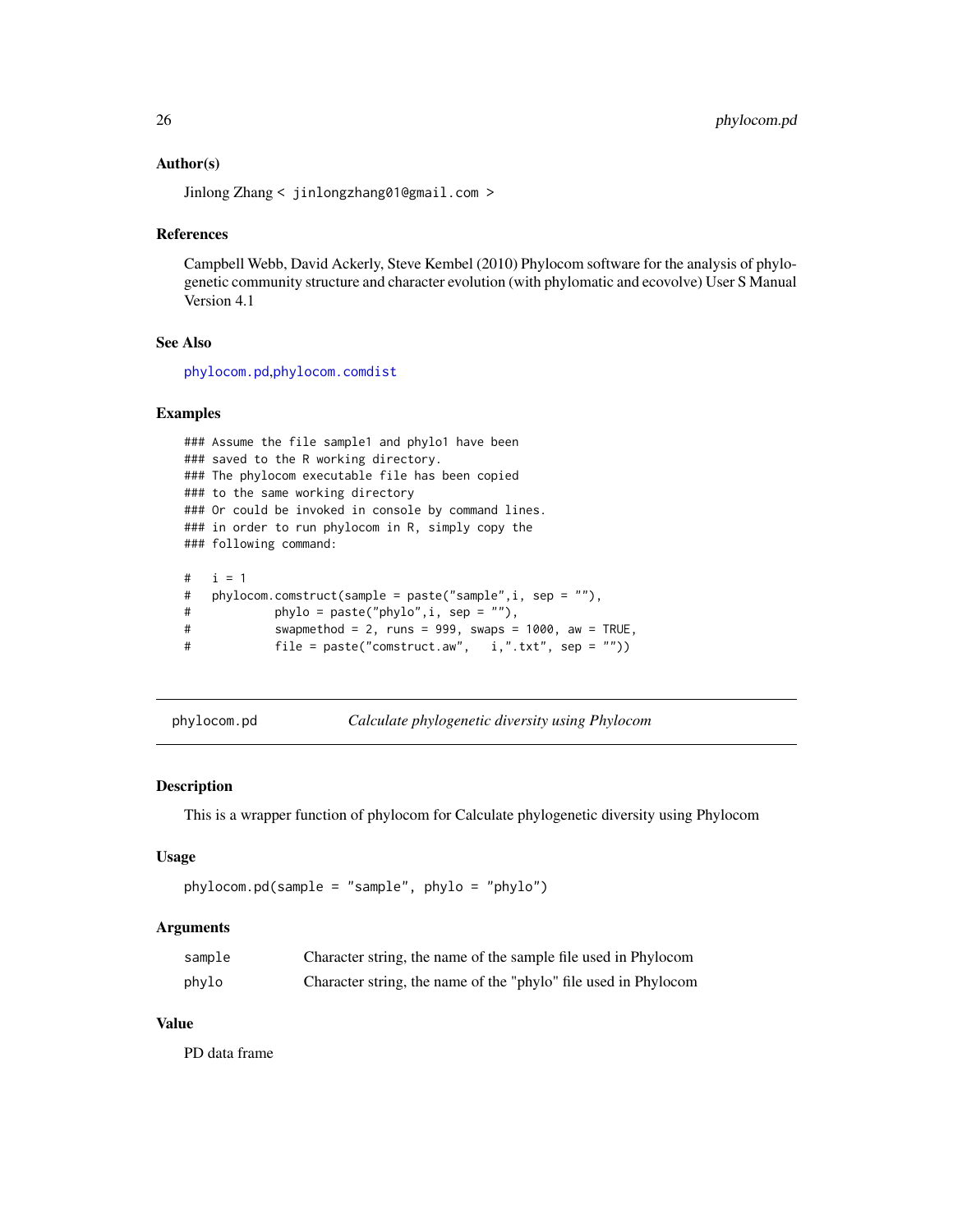### Author(s)

Jinlong Zhang < jinlongzhang01@gmail.com >

### References

Campbell Webb, David Ackerly, Steve Kembel (2010) Phylocom software for the analysis of phylogenetic community structure and character evolution (with phylomatic and ecovolve) User S Manual Version 4.1

### See Also

phylocom.pd,phylocom.comdist

### Examples

```
### Assume the file sample1 and phylo1 have been
### saved to the R working directory.
### The phylocom executable file has been copied
### to the same working directory
### Or could be invoked in console by command lines.
### in order to run phylocom in R, simply copy the
### following command:

#   i = 1
#   phylocom.comstruct(sample = paste("sample",i, sep = ""),
#            phylo = paste("phylo",i, sep = ""),
#            swapmethod = 2, runs = 999, swaps = 1000, aw = TRUE,
#            file = paste("comstruct.aw",   i,".txt", sep = ""))
```

---

## phylocom.pd — *Calculate phylogenetic diversity using Phylocom*

### Description

This is a wrapper function of phylocom for Calculate phylogenetic diversity using Phylocom

### Usage

```
phylocom.pd(sample = "sample", phylo = "phylo")
```

### Arguments

| | |
|---|---|
| sample | Character string, the name of the sample file used in Phylocom |
| phylo | Character string, the name of the "phylo" file used in Phylocom |

### Value

PD data frame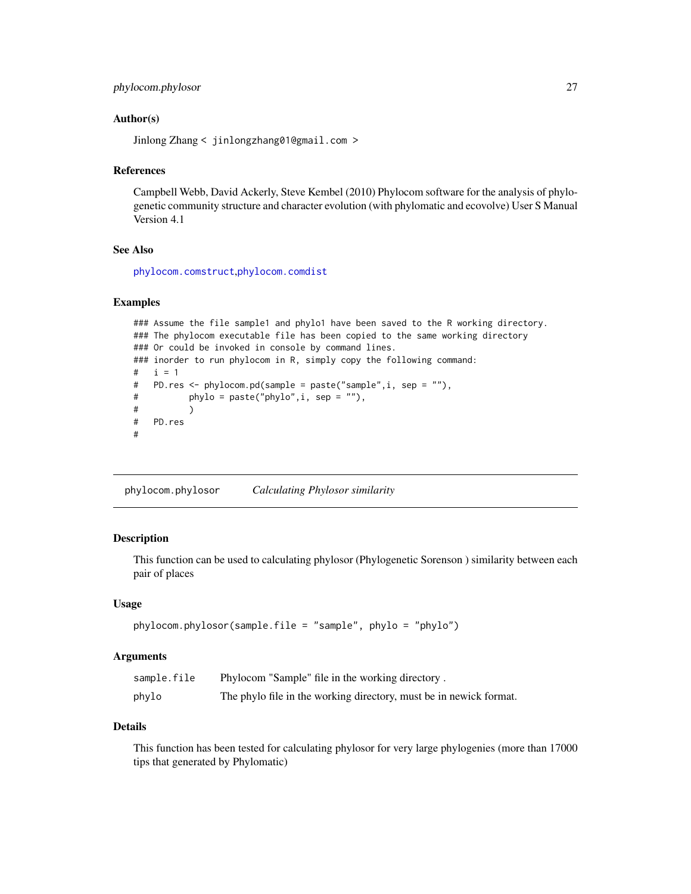### Author(s)

Jinlong Zhang < jinlongzhang01@gmail.com >

### References

Campbell Webb, David Ackerly, Steve Kembel (2010) Phylocom software for the analysis of phylogenetic community structure and character evolution (with phylomatic and ecovolve) User S Manual Version 4.1

### See Also

phylocom.comstruct,phylocom.comdist

### Examples

```
### Assume the file sample1 and phylo1 have been saved to the R working directory.
### The phylocom executable file has been copied to the same working directory
### Or could be invoked in console by command lines.
### inorder to run phylocom in R, simply copy the following command:
#   i = 1
#   PD.res <- phylocom.pd(sample = paste("sample",i, sep = ""),
#          phylo = paste("phylo",i, sep = ""),
#          )
#   PD.res
#
```

---

## phylocom.phylosor    *Calculating Phylosor similarity*

---

### Description

This function can be used to calculating phylosor (Phylogenetic Sorenson ) similarity between each pair of places

### Usage

```
phylocom.phylosor(sample.file = "sample", phylo = "phylo")
```

### Arguments

| | |
|---|---|
| sample.file | Phylocom "Sample" file in the working directory . |
| phylo | The phylo file in the working directory, must be in newick format. |

### Details

This function has been tested for calculating phylosor for very large phylogenies (more than 17000 tips that generated by Phylomatic)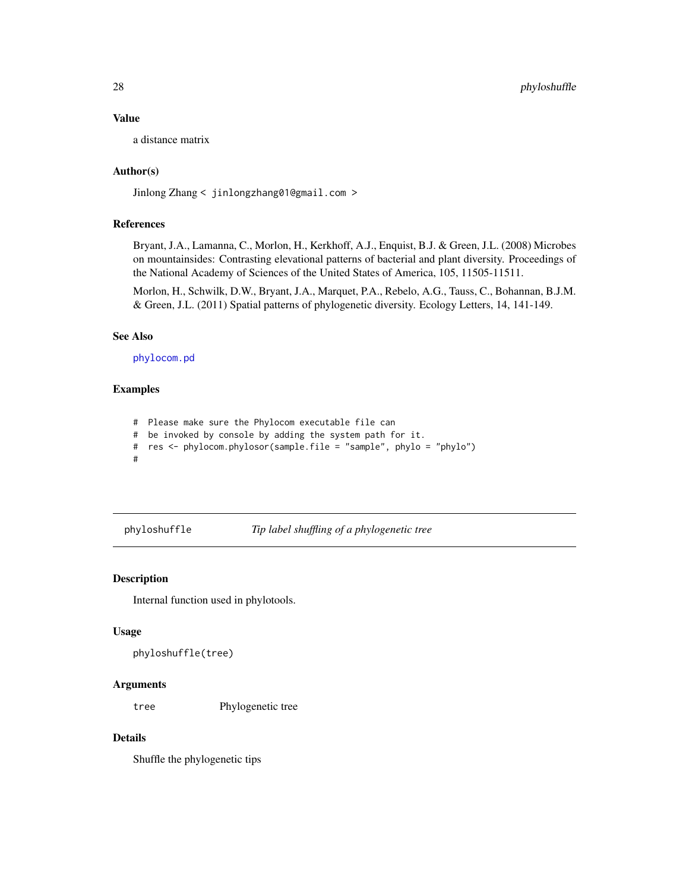### Value

a distance matrix

### Author(s)

Jinlong Zhang < jinlongzhang01@gmail.com >

### References

Bryant, J.A., Lamanna, C., Morlon, H., Kerkhoff, A.J., Enquist, B.J. & Green, J.L. (2008) Microbes on mountainsides: Contrasting elevational patterns of bacterial and plant diversity. Proceedings of the National Academy of Sciences of the United States of America, 105, 11505-11511.

Morlon, H., Schwilk, D.W., Bryant, J.A., Marquet, P.A., Rebelo, A.G., Tauss, C., Bohannan, B.J.M. & Green, J.L. (2011) Spatial patterns of phylogenetic diversity. Ecology Letters, 14, 141-149.

### See Also

phylocom.pd

### Examples

```
#  Please make sure the Phylocom executable file can
#  be invoked by console by adding the system path for it.
#  res <- phylocom.phylosor(sample.file = "sample", phylo = "phylo")
#
```

---

## phyloshuffle — *Tip label shuffling of a phylogenetic tree*

---

### Description

Internal function used in phylotools.

### Usage

```
phyloshuffle(tree)
```

### Arguments

| | |
|---|---|
| tree | Phylogenetic tree |

### Details

Shuffle the phylogenetic tips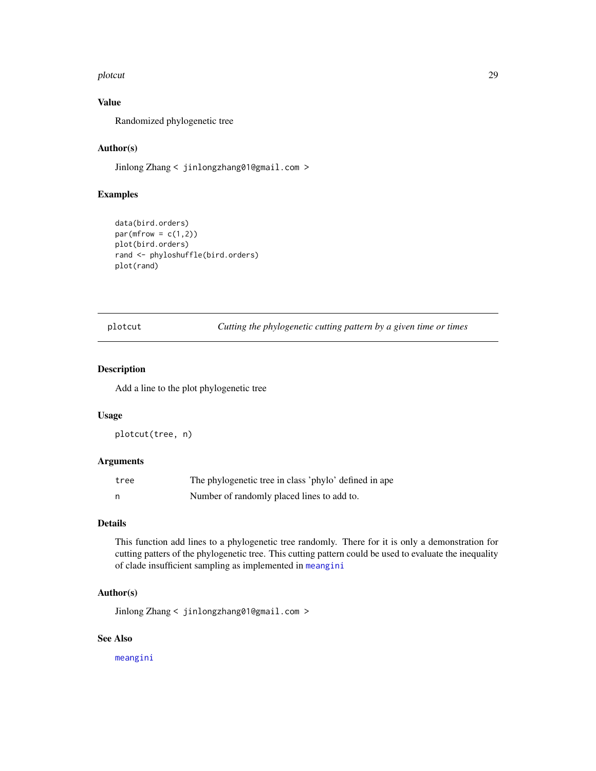## Value

Randomized phylogenetic tree

## Author(s)

Jinlong Zhang < jinlongzhang01@gmail.com >

## Examples

```
data(bird.orders)
par(mfrow = c(1,2))
plot(bird.orders)
rand <- phyloshuffle(bird.orders)
plot(rand)
```

---

# plotcut — *Cutting the phylogenetic cutting pattern by a given time or times*

---

## Description

Add a line to the plot phylogenetic tree

## Usage

```
plotcut(tree, n)
```

## Arguments

| | |
|---|---|
| tree | The phylogenetic tree in class 'phylo' defined in ape |
| n | Number of randomly placed lines to add to. |

## Details

This function add lines to a phylogenetic tree randomly. There for it is only a demonstration for cutting patters of the phylogenetic tree. This cutting pattern could be used to evaluate the inequality of clade insufficient sampling as implemented in meangini

## Author(s)

Jinlong Zhang < jinlongzhang01@gmail.com >

## See Also

meangini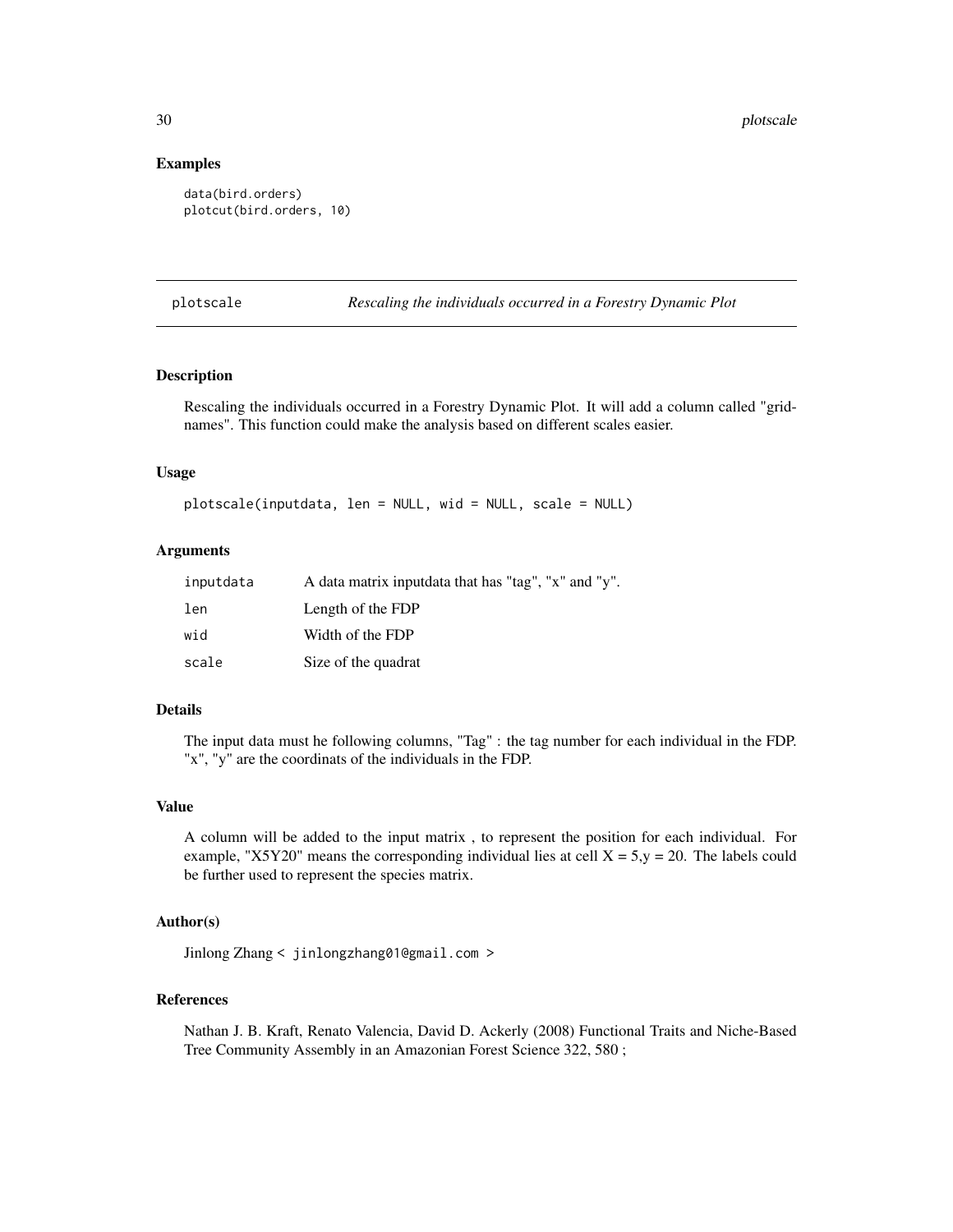## Examples

```
data(bird.orders)
plotcut(bird.orders, 10)
```

---

# plotscale    *Rescaling the individuals occurred in a Forestry Dynamic Plot*

---

## Description

Rescaling the individuals occurred in a Forestry Dynamic Plot. It will add a column called "gridnames". This function could make the analysis based on different scales easier.

## Usage

```
plotscale(inputdata, len = NULL, wid = NULL, scale = NULL)
```

## Arguments

| | |
|---|---|
| inputdata | A data matrix inputdata that has "tag", "x" and "y". |
| len | Length of the FDP |
| wid | Width of the FDP |
| scale | Size of the quadrat |

## Details

The input data must he following columns, "Tag" : the tag number for each individual in the FDP. "x", "y" are the coordinats of the individuals in the FDP.

## Value

A column will be added to the input matrix , to represent the position for each individual. For example, "X5Y20" means the corresponding individual lies at cell X = 5,y = 20. The labels could be further used to represent the species matrix.

## Author(s)

Jinlong Zhang < jinlongzhang01@gmail.com >

## References

Nathan J. B. Kraft, Renato Valencia, David D. Ackerly (2008) Functional Traits and Niche-Based Tree Community Assembly in an Amazonian Forest Science 322, 580 ;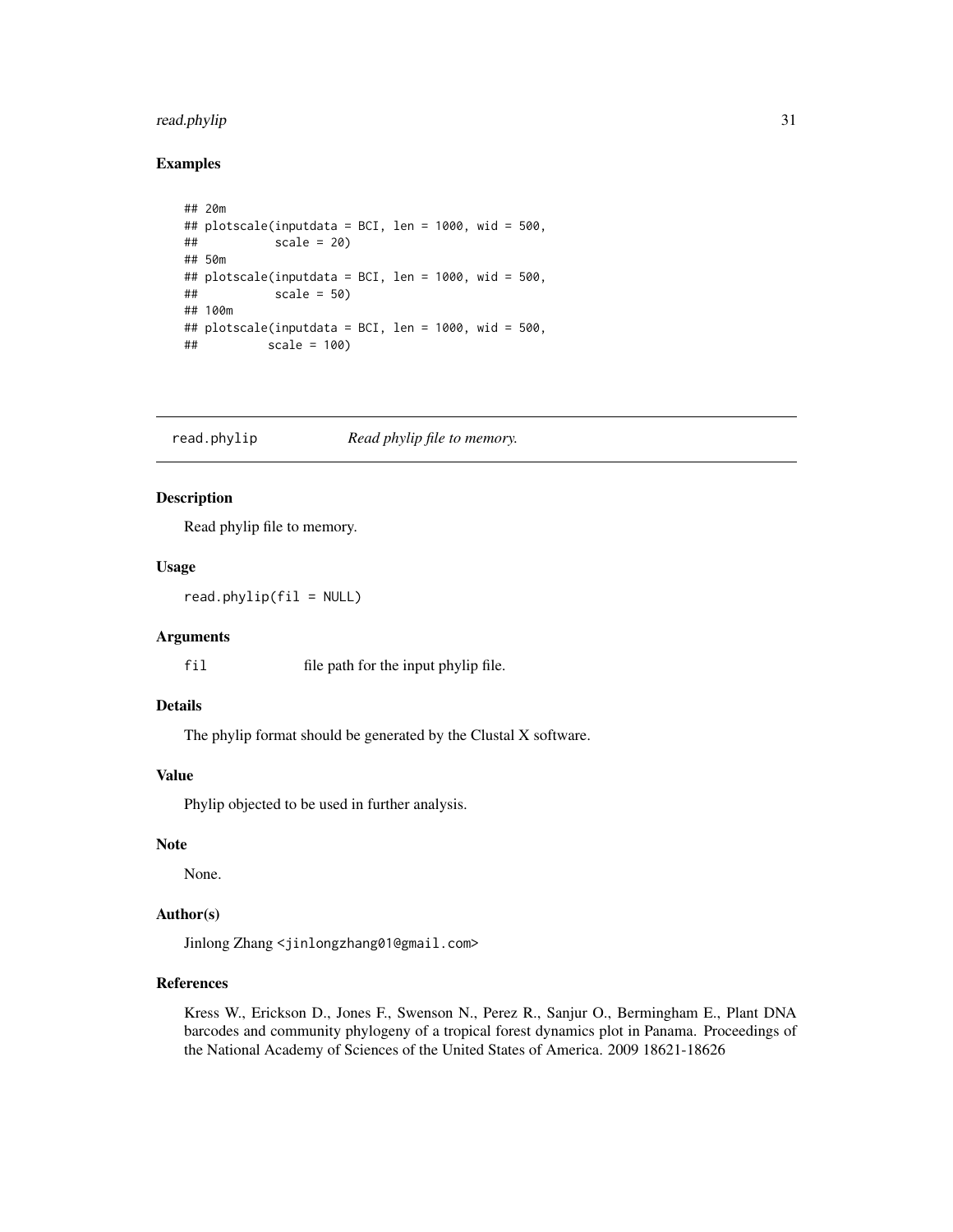## Examples

```
## 20m
## plotscale(inputdata = BCI, len = 1000, wid = 500,
##           scale = 20)
## 50m
## plotscale(inputdata = BCI, len = 1000, wid = 500,
##           scale = 50)
## 100m
## plotscale(inputdata = BCI, len = 1000, wid = 500,
##          scale = 100)
```

---

# read.phylip &nbsp;&nbsp;&nbsp;&nbsp; *Read phylip file to memory.*

---

### Description

Read phylip file to memory.

### Usage

```
read.phylip(fil = NULL)
```

### Arguments

| | |
|---|---|
| `fil` | file path for the input phylip file. |

### Details

The phylip format should be generated by the Clustal X software.

### Value

Phylip objected to be used in further analysis.

### Note

None.

### Author(s)

Jinlong Zhang <jinlongzhang01@gmail.com>

### References

Kress W., Erickson D., Jones F., Swenson N., Perez R., Sanjur O., Bermingham E., Plant DNA barcodes and community phylogeny of a tropical forest dynamics plot in Panama. Proceedings of the National Academy of Sciences of the United States of America. 2009 18621-18626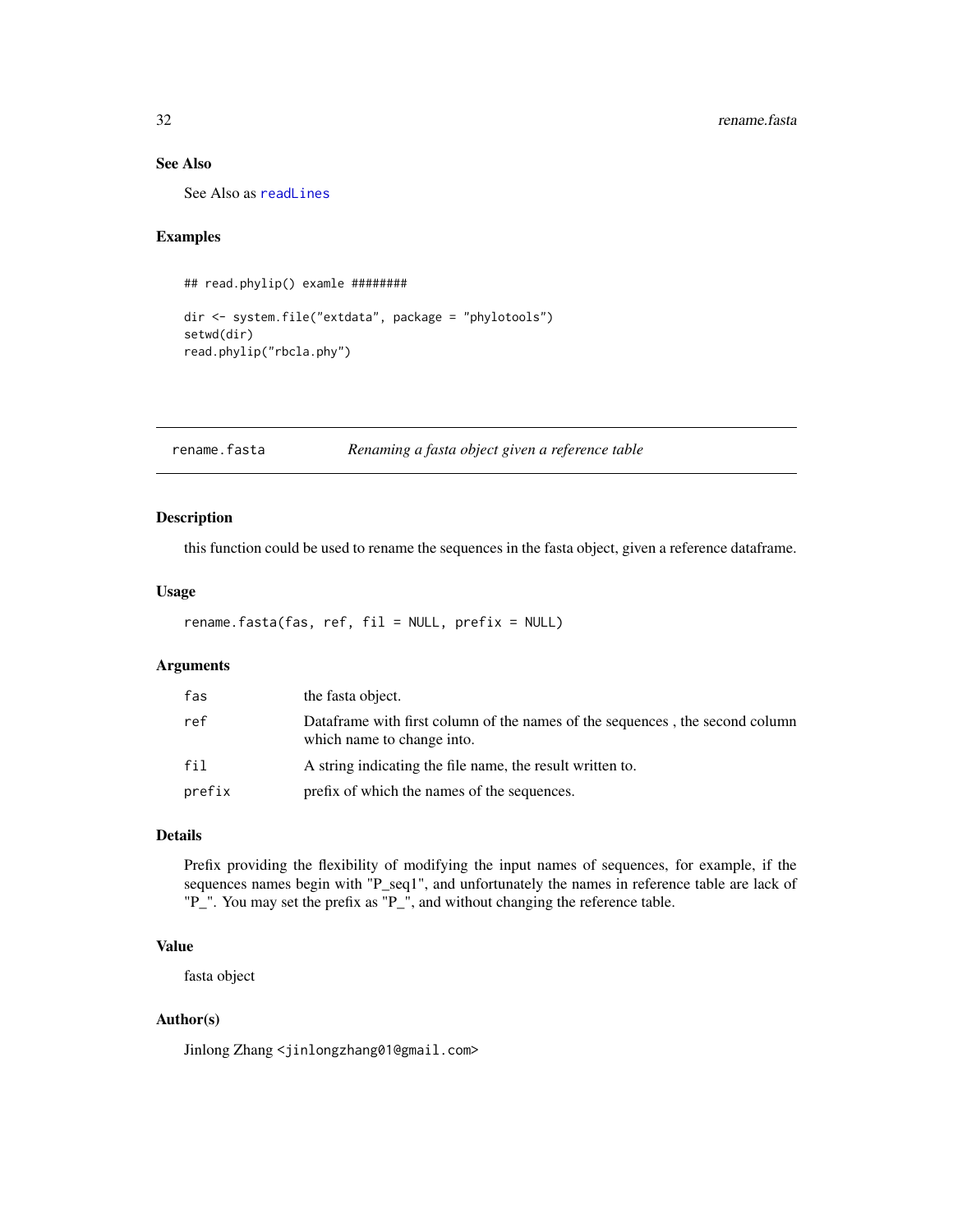### See Also

See Also as `readLines`

### Examples

```
## read.phylip() examle ########

dir <- system.file("extdata", package = "phylotools")
setwd(dir)
read.phylip("rbcla.phy")
```

---

## rename.fasta — *Renaming a fasta object given a reference table*

---

### Description

this function could be used to rename the sequences in the fasta object, given a reference dataframe.

### Usage

```
rename.fasta(fas, ref, fil = NULL, prefix = NULL)
```

### Arguments

| | |
|---|---|
| `fas` | the fasta object. |
| `ref` | Dataframe with first column of the names of the sequences , the second column which name to change into. |
| `fil` | A string indicating the file name, the result written to. |
| `prefix` | prefix of which the names of the sequences. |

### Details

Prefix providing the flexibility of modifying the input names of sequences, for example, if the sequences names begin with "P_seq1", and unfortunately the names in reference table are lack of "P_". You may set the prefix as "P_", and without changing the reference table.

### Value

fasta object

### Author(s)

Jinlong Zhang <jinlongzhang01@gmail.com>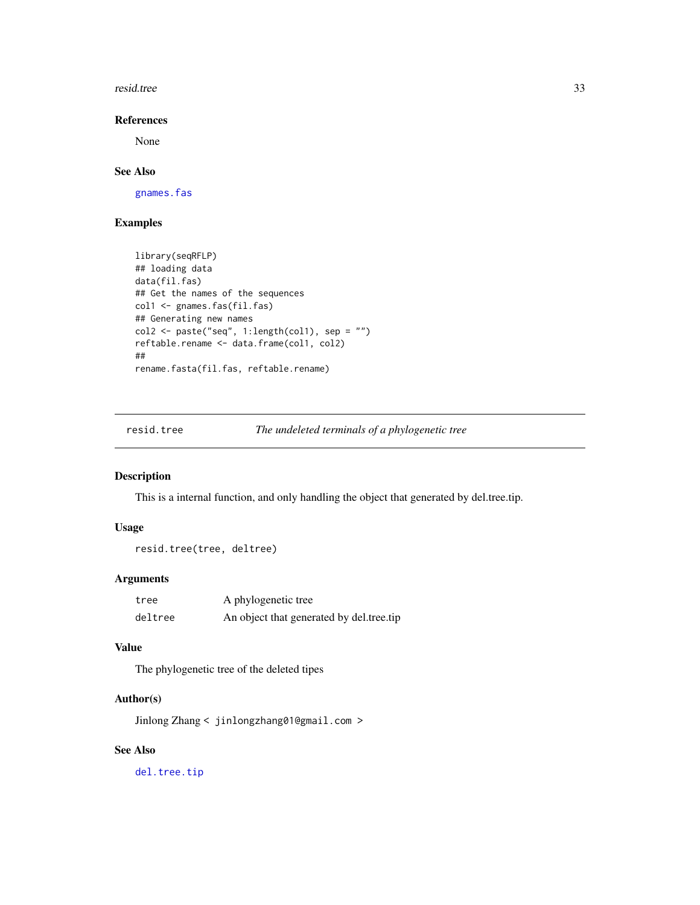## References

None

## See Also

gnames.fas

## Examples

```
library(seqRFLP)
## loading data
data(fil.fas)
## Get the names of the sequences
col1 <- gnames.fas(fil.fas)
## Generating new names
col2 <- paste("seq", 1:length(col1), sep = "")
reftable.rename <- data.frame(col1, col2)
##
rename.fasta(fil.fas, reftable.rename)
```

---

# resid.tree — *The undeleted terminals of a phylogenetic tree*

## Description

This is a internal function, and only handling the object that generated by del.tree.tip.

## Usage

```
resid.tree(tree, deltree)
```

## Arguments

| | |
|---|---|
| `tree` | A phylogenetic tree |
| `deltree` | An object that generated by del.tree.tip |

## Value

The phylogenetic tree of the deleted tipes

## Author(s)

Jinlong Zhang < jinlongzhang01@gmail.com >

## See Also

del.tree.tip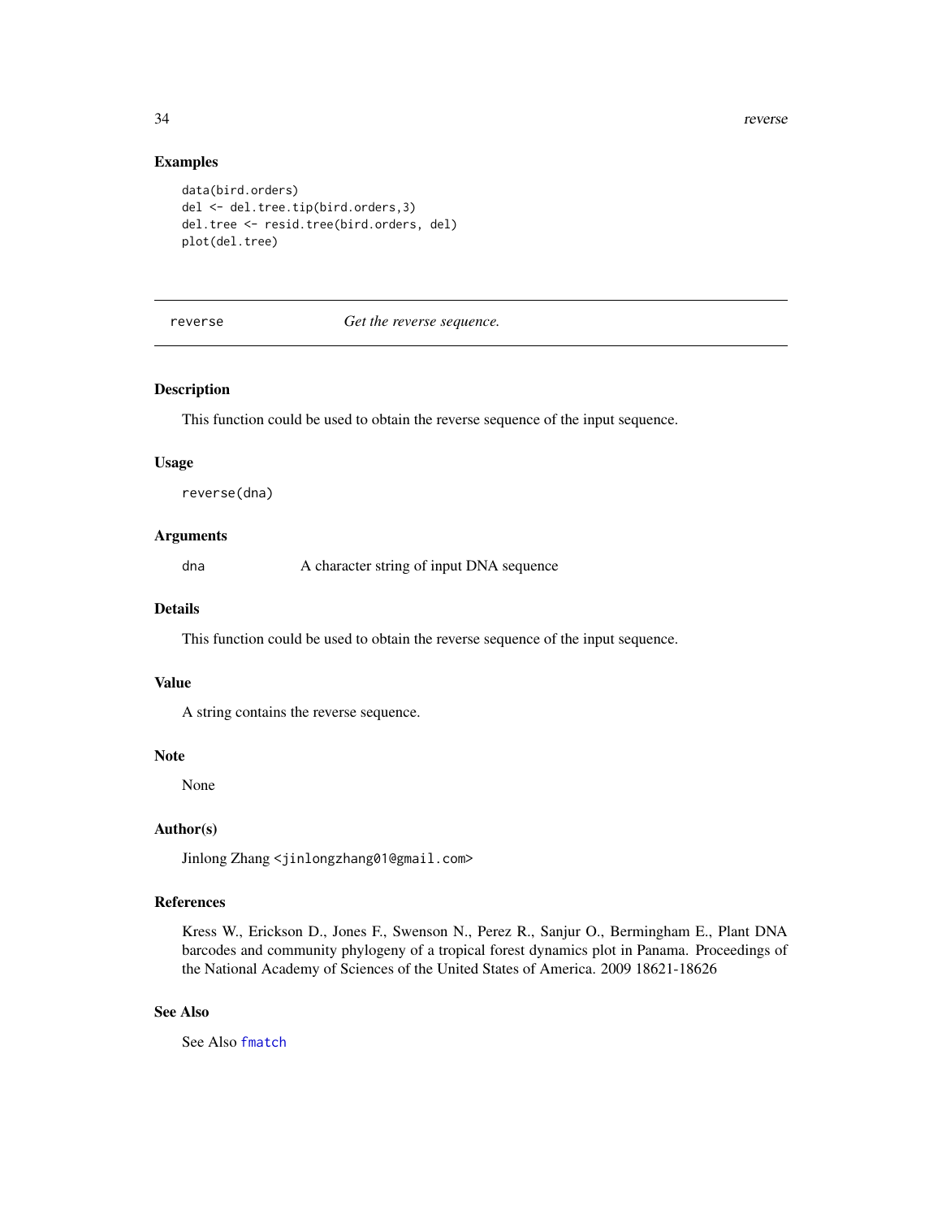## Examples

```
data(bird.orders)
del <- del.tree.tip(bird.orders,3)
del.tree <- resid.tree(bird.orders, del)
plot(del.tree)
```

---

# reverse — *Get the reverse sequence.*

---

### Description

This function could be used to obtain the reverse sequence of the input sequence.

### Usage

```
reverse(dna)
```

### Arguments

| | |
|---|---|
| `dna` | A character string of input DNA sequence |

### Details

This function could be used to obtain the reverse sequence of the input sequence.

### Value

A string contains the reverse sequence.

### Note

None

### Author(s)

Jinlong Zhang <jinlongzhang01@gmail.com>

### References

Kress W., Erickson D., Jones F., Swenson N., Perez R., Sanjur O., Bermingham E., Plant DNA barcodes and community phylogeny of a tropical forest dynamics plot in Panama. Proceedings of the National Academy of Sciences of the United States of America. 2009 18621-18626

### See Also

See Also `fmatch`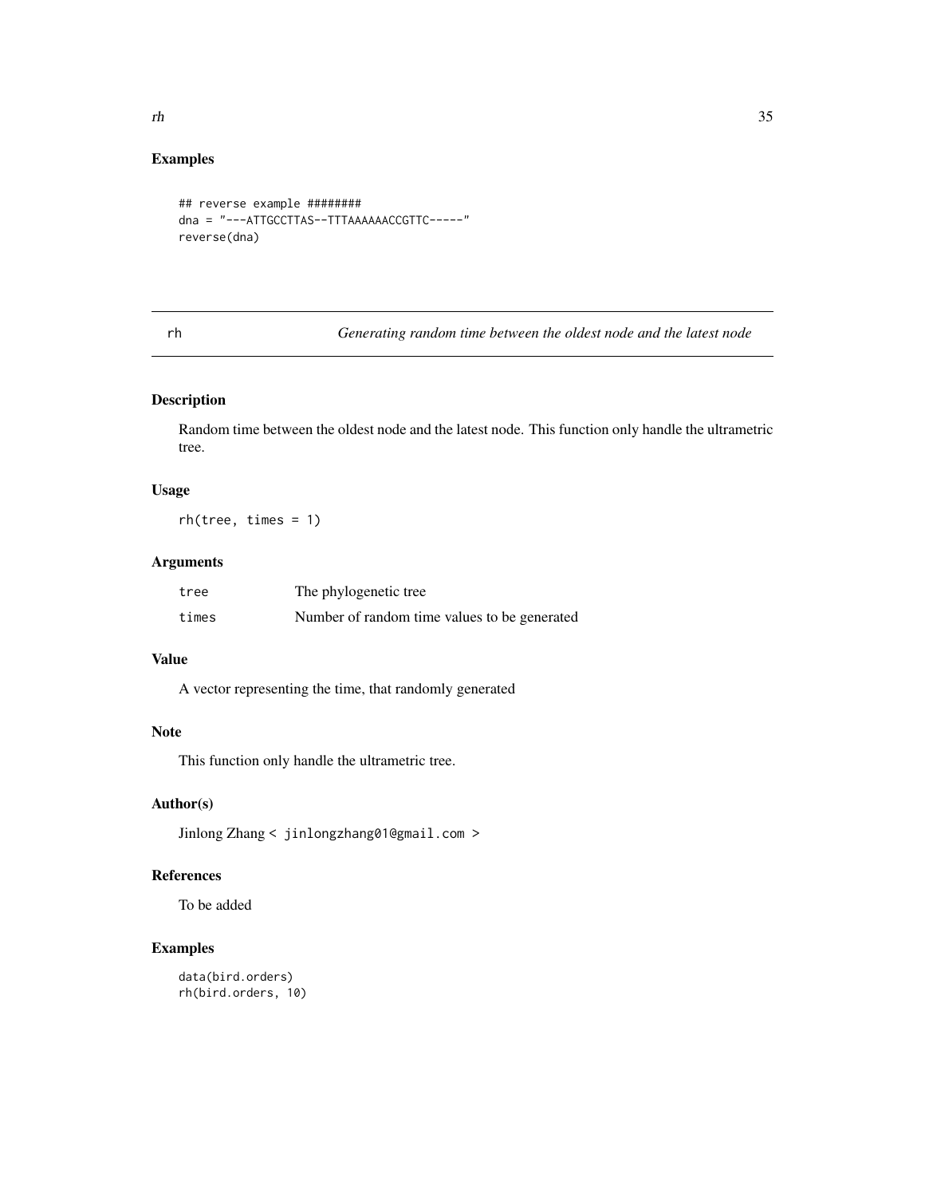## Examples

```
## reverse example ########
dna = "---ATTGCCTTAS--TTTAAAAAACCGTTC-----"
reverse(dna)
```

---

rh *Generating random time between the oldest node and the latest node*

---

## Description

Random time between the oldest node and the latest node. This function only handle the ultrametric tree.

## Usage

```
rh(tree, times = 1)
```

## Arguments

| | |
|---|---|
| tree | The phylogenetic tree |
| times | Number of random time values to be generated |

## Value

A vector representing the time, that randomly generated

## Note

This function only handle the ultrametric tree.

## Author(s)

Jinlong Zhang < jinlongzhang01@gmail.com >

## References

To be added

## Examples

```
data(bird.orders)
rh(bird.orders, 10)
```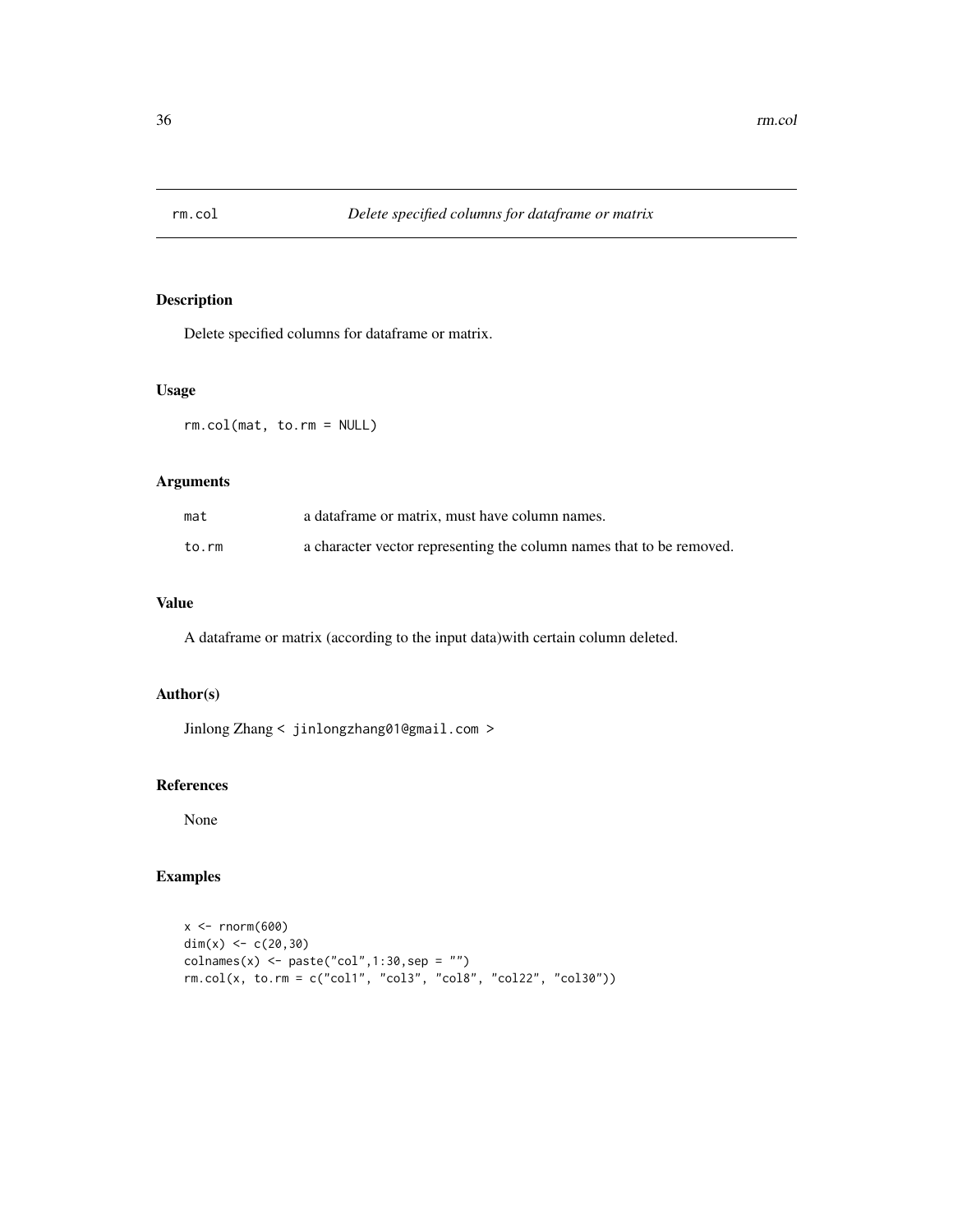# rm.col — *Delete specified columns for dataframe or matrix*

## Description

Delete specified columns for dataframe or matrix.

## Usage

```
rm.col(mat, to.rm = NULL)
```

## Arguments

| | |
|---|---|
| mat | a dataframe or matrix, must have column names. |
| to.rm | a character vector representing the column names that to be removed. |

## Value

A dataframe or matrix (according to the input data)with certain column deleted.

## Author(s)

Jinlong Zhang < jinlongzhang01@gmail.com >

## References

None

## Examples

```
x <- rnorm(600)
dim(x) <- c(20,30)
colnames(x) <- paste("col",1:30,sep = "")
rm.col(x, to.rm = c("col1", "col3", "col8", "col22", "col30"))
```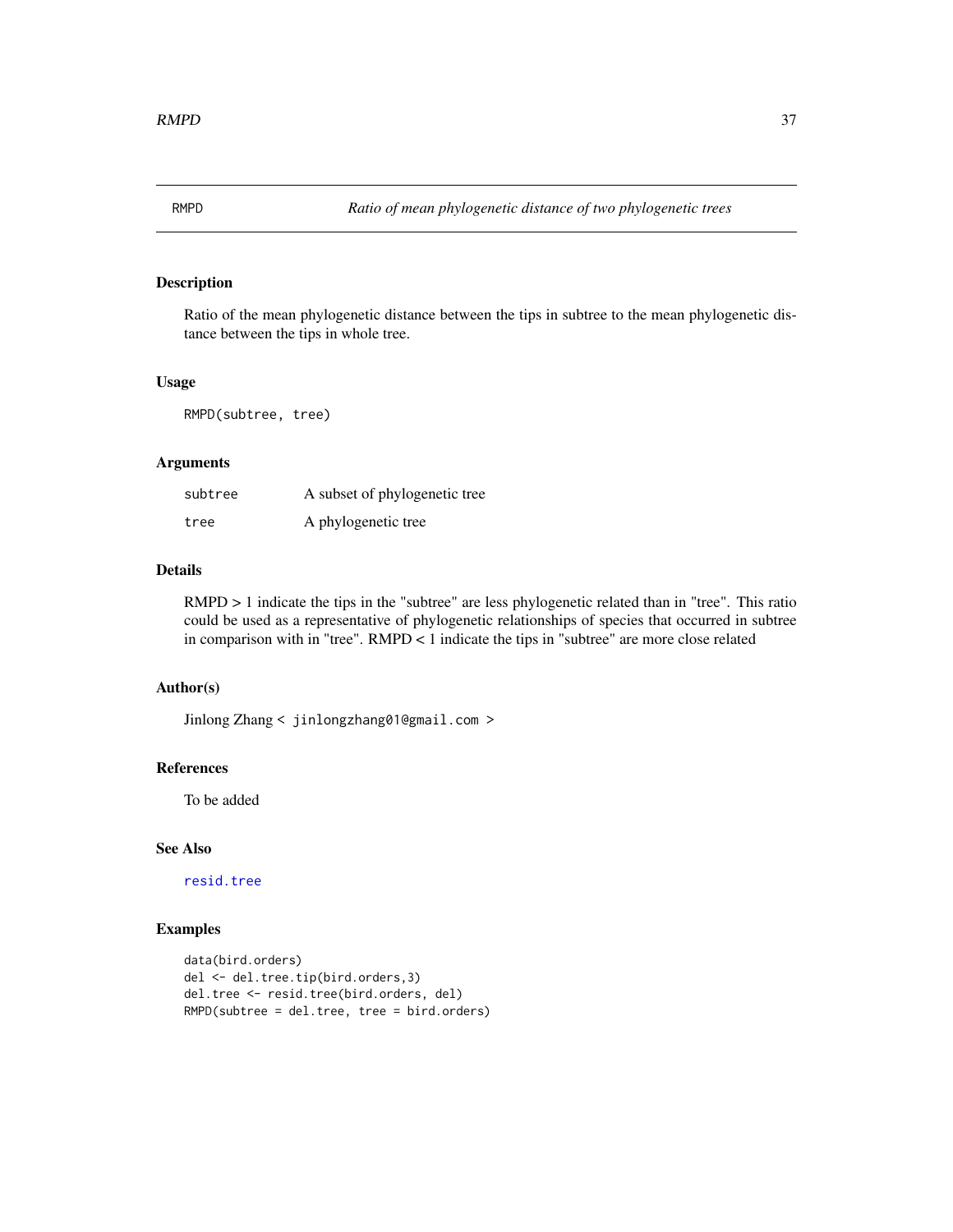# RMPD — *Ratio of mean phylogenetic distance of two phylogenetic trees*

## Description

Ratio of the mean phylogenetic distance between the tips in subtree to the mean phylogenetic distance between the tips in whole tree.

## Usage

```
RMPD(subtree, tree)
```

## Arguments

| | |
|---|---|
| subtree | A subset of phylogenetic tree |
| tree | A phylogenetic tree |

## Details

RMPD > 1 indicate the tips in the "subtree" are less phylogenetic related than in "tree". This ratio could be used as a representative of phylogenetic relationships of species that occurred in subtree in comparison with in "tree". RMPD < 1 indicate the tips in "subtree" are more close related

## Author(s)

Jinlong Zhang < jinlongzhang01@gmail.com >

## References

To be added

## See Also

resid.tree

## Examples

```
data(bird.orders)
del <- del.tree.tip(bird.orders,3)
del.tree <- resid.tree(bird.orders, del)
RMPD(subtree = del.tree, tree = bird.orders)
```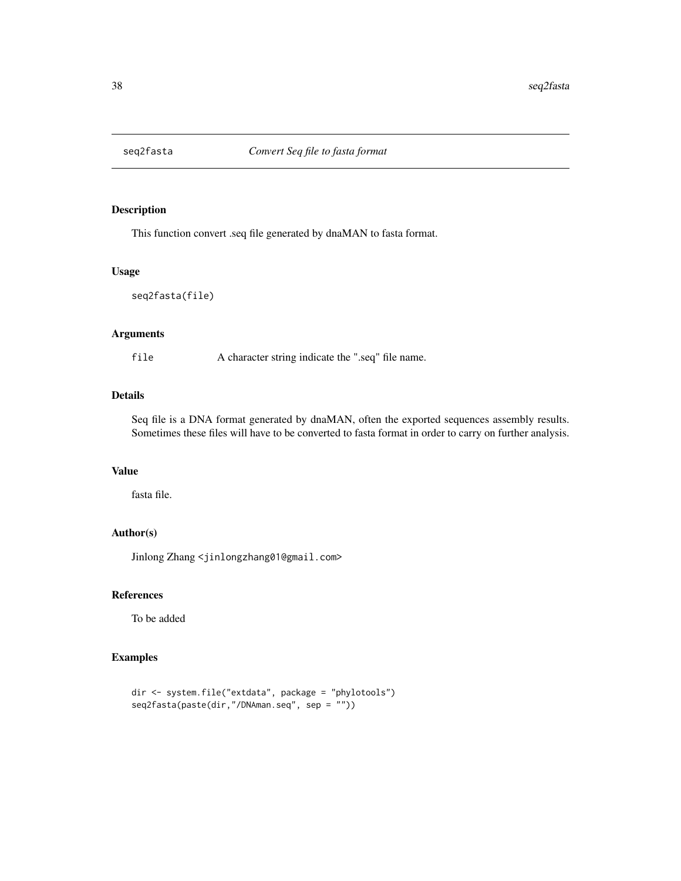## seq2fasta *Convert Seq file to fasta format*

### Description

This function convert .seq file generated by dnaMAN to fasta format.

### Usage

```
seq2fasta(file)
```

### Arguments

| | |
|---|---|
| `file` | A character string indicate the ".seq" file name. |

### Details

Seq file is a DNA format generated by dnaMAN, often the exported sequences assembly results. Sometimes these files will have to be converted to fasta format in order to carry on further analysis.

### Value

fasta file.

### Author(s)

Jinlong Zhang <jinlongzhang01@gmail.com>

### References

To be added

### Examples

```
dir <- system.file("extdata", package = "phylotools")
seq2fasta(paste(dir,"/DNAman.seq", sep = ""))
```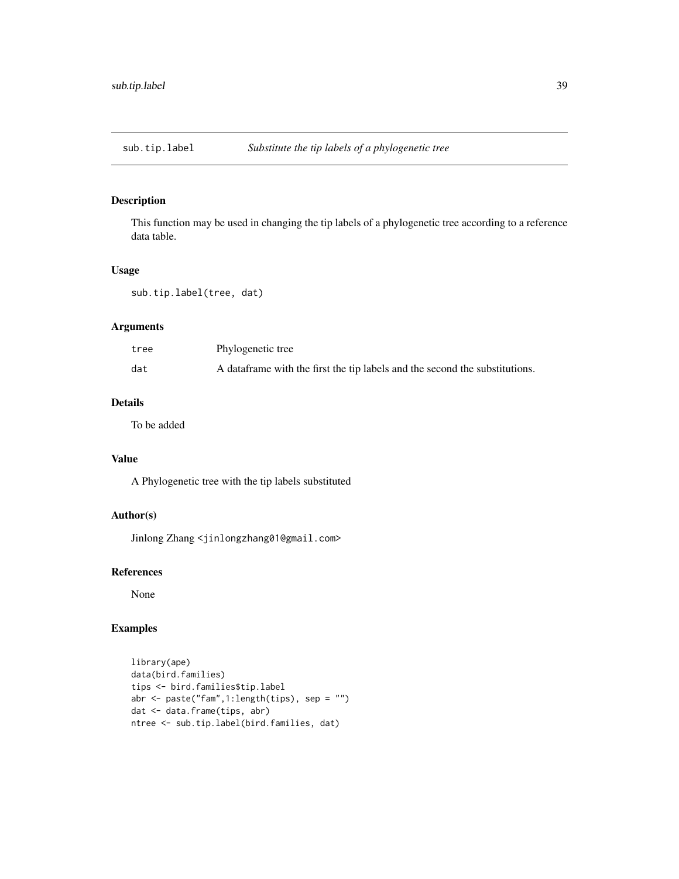# sub.tip.label *Substitute the tip labels of a phylogenetic tree*

## Description

This function may be used in changing the tip labels of a phylogenetic tree according to a reference data table.

## Usage

```
sub.tip.label(tree, dat)
```

## Arguments

| | |
|---|---|
| tree | Phylogenetic tree |
| dat | A dataframe with the first the tip labels and the second the substitutions. |

## Details

To be added

## Value

A Phylogenetic tree with the tip labels substituted

## Author(s)

Jinlong Zhang <jinlongzhang01@gmail.com>

## References

None

## Examples

```
library(ape)
data(bird.families)
tips <- bird.families$tip.label
abr <- paste("fam",1:length(tips), sep = "")
dat <- data.frame(tips, abr)
ntree <- sub.tip.label(bird.families, dat)
```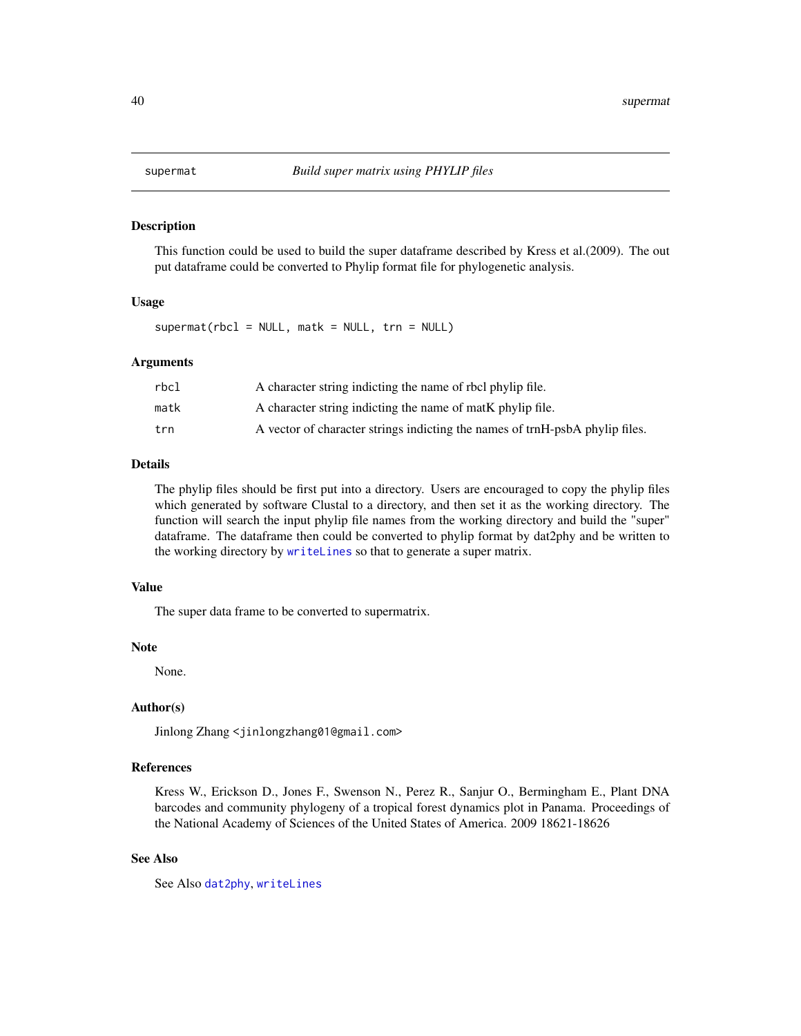# supermat — *Build super matrix using PHYLIP files*

## Description

This function could be used to build the super dataframe described by Kress et al.(2009). The out put dataframe could be converted to Phylip format file for phylogenetic analysis.

## Usage

```
supermat(rbcl = NULL, matk = NULL, trn = NULL)
```

## Arguments

| | |
|---|---|
| `rbcl` | A character string indicting the name of rbcl phylip file. |
| `matk` | A character string indicting the name of matK phylip file. |
| `trn` | A vector of character strings indicting the names of trnH-psbA phylip files. |

## Details

The phylip files should be first put into a directory. Users are encouraged to copy the phylip files which generated by software Clustal to a directory, and then set it as the working directory. The function will search the input phylip file names from the working directory and build the "super" dataframe. The dataframe then could be converted to phylip format by dat2phy and be written to the working directory by `writeLines` so that to generate a super matrix.

## Value

The super data frame to be converted to supermatrix.

## Note

None.

## Author(s)

Jinlong Zhang <`jinlongzhang01@gmail.com`>

## References

Kress W., Erickson D., Jones F., Swenson N., Perez R., Sanjur O., Bermingham E., Plant DNA barcodes and community phylogeny of a tropical forest dynamics plot in Panama. Proceedings of the National Academy of Sciences of the United States of America. 2009 18621-18626

## See Also

See Also `dat2phy`, `writeLines`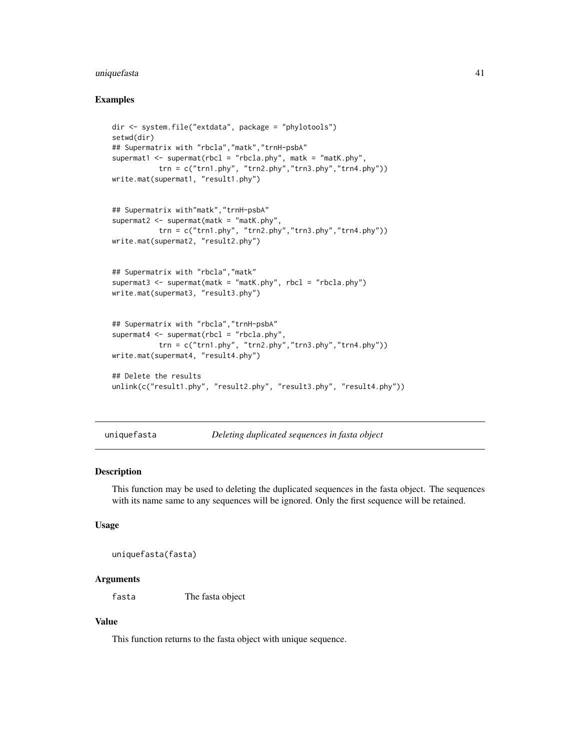### Examples

```
dir <- system.file("extdata", package = "phylotools")
setwd(dir)
## Supermatrix with "rbcla","matk","trnH-psbA"
supermat1 <- supermat(rbcl = "rbcla.phy", matk = "matK.phy",
          trn = c("trn1.phy", "trn2.phy","trn3.phy","trn4.phy"))
write.mat(supermat1, "result1.phy")


## Supermatrix with"matk","trnH-psbA"
supermat2 <- supermat(matk = "matK.phy",
          trn = c("trn1.phy", "trn2.phy","trn3.phy","trn4.phy"))
write.mat(supermat2, "result2.phy")


## Supermatrix with "rbcla","matk"
supermat3 <- supermat(matk = "matK.phy", rbcl = "rbcla.phy")
write.mat(supermat3, "result3.phy")


## Supermatrix with "rbcla","trnH-psbA"
supermat4 <- supermat(rbcl = "rbcla.phy",
          trn = c("trn1.phy", "trn2.phy","trn3.phy","trn4.phy"))
write.mat(supermat4, "result4.phy")

## Delete the results
unlink(c("result1.phy", "result2.phy", "result3.phy", "result4.phy"))
```

## uniquefasta — *Deleting duplicated sequences in fasta object*

### Description

This function may be used to deleting the duplicated sequences in the fasta object. The sequences with its name same to any sequences will be ignored. Only the first sequence will be retained.

### Usage

```
uniquefasta(fasta)
```

### Arguments

| | |
|---|---|
| fasta | The fasta object |

### Value

This function returns to the fasta object with unique sequence.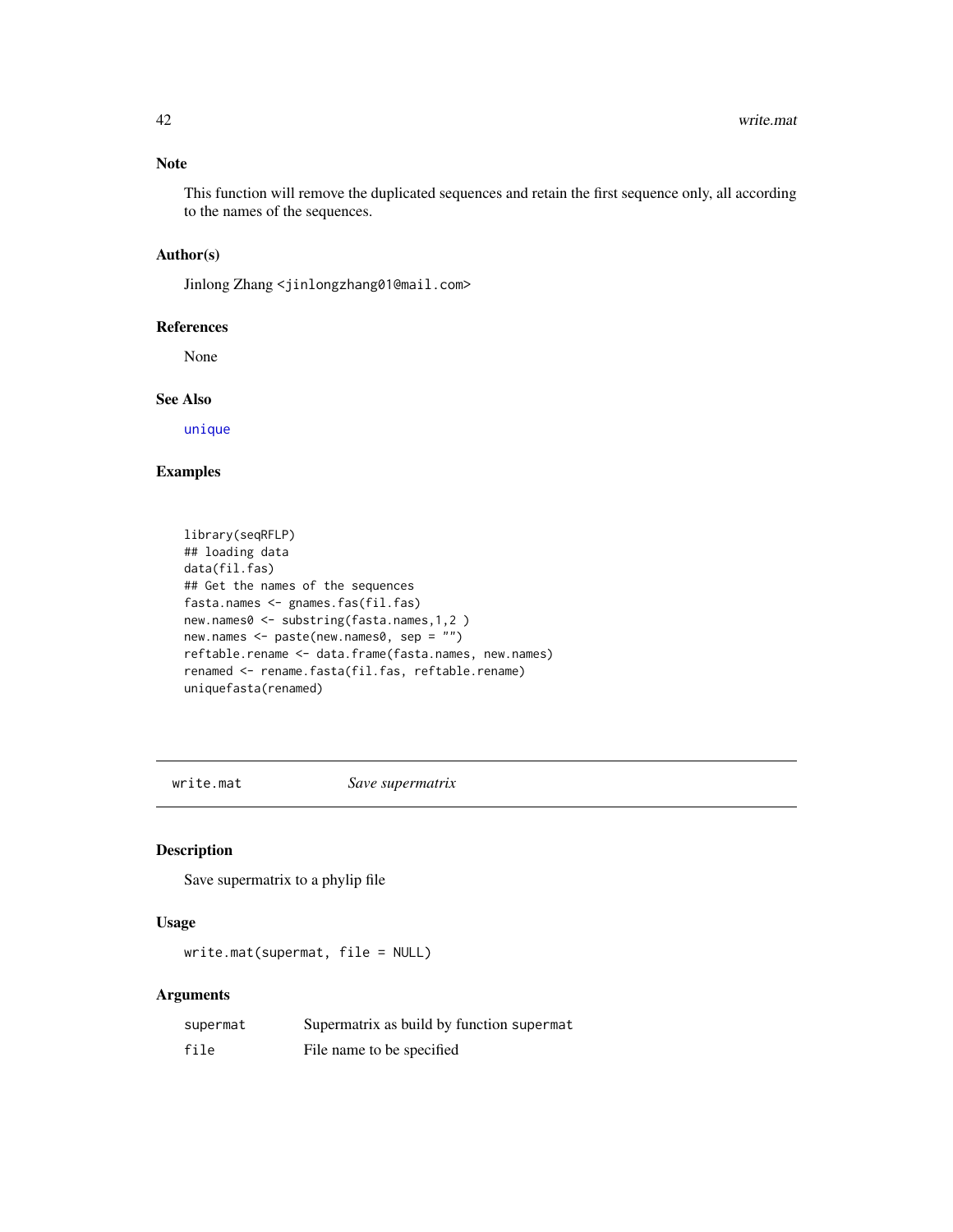### Note

This function will remove the duplicated sequences and retain the first sequence only, all according to the names of the sequences.

### Author(s)

Jinlong Zhang <jinlongzhang01@mail.com>

### References

None

### See Also

unique

### Examples

```
library(seqRFLP)
## loading data
data(fil.fas)
## Get the names of the sequences
fasta.names <- gnames.fas(fil.fas)
new.names0 <- substring(fasta.names,1,2 )
new.names <- paste(new.names0, sep = "")
reftable.rename <- data.frame(fasta.names, new.names)
renamed <- rename.fasta(fil.fas, reftable.rename)
uniquefasta(renamed)
```

---

## write.mat *Save supermatrix*

---

### Description

Save supermatrix to a phylip file

### Usage

```
write.mat(supermat, file = NULL)
```

### Arguments

| | |
|---|---|
| supermat | Supermatrix as build by function supermat |
| file | File name to be specified |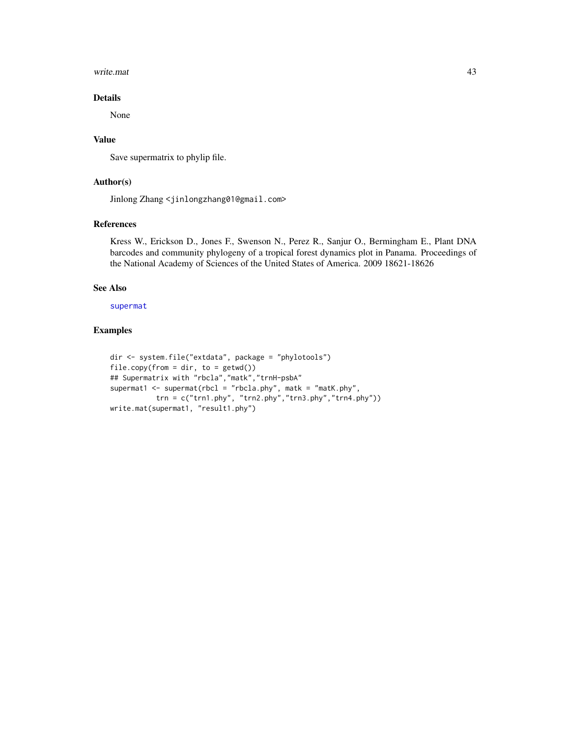## Details

None

## Value

Save supermatrix to phylip file.

## Author(s)

Jinlong Zhang <jinlongzhang01@gmail.com>

## References

Kress W., Erickson D., Jones F., Swenson N., Perez R., Sanjur O., Bermingham E., Plant DNA barcodes and community phylogeny of a tropical forest dynamics plot in Panama. Proceedings of the National Academy of Sciences of the United States of America. 2009 18621-18626

## See Also

supermat

## Examples

```
dir <- system.file("extdata", package = "phylotools")
file.copy(from = dir, to = getwd())
## Supermatrix with "rbcla","matk","trnH-psbA"
supermat1 <- supermat(rbcl = "rbcla.phy", matk = "matK.phy",
           trn = c("trn1.phy", "trn2.phy","trn3.phy","trn4.phy"))
write.mat(supermat1, "result1.phy")
```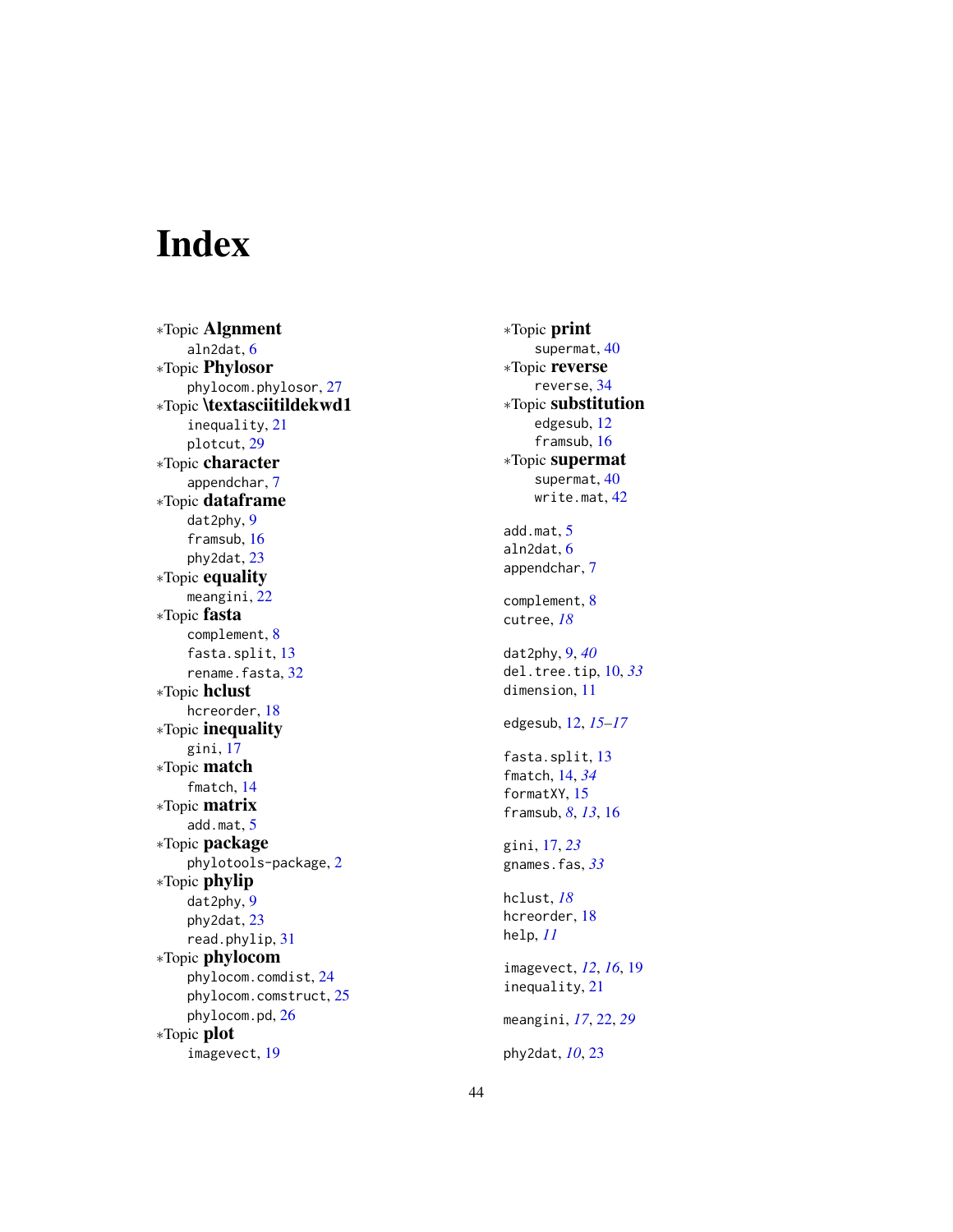# Index

*Topic **Algnment**
  aln2dat, 6
*Topic **Phylosor**
  phylocom.phylosor, 27
*Topic **\textasciitildekwd1**
  inequality, 21
  plotcut, 29
*Topic **character**
  appendchar, 7
*Topic **dataframe**
  dat2phy, 9
  framsub, 16
  phy2dat, 23
*Topic **equality**
  meangini, 22
*Topic **fasta**
  complement, 8
  fasta.split, 13
  rename.fasta, 32
*Topic **hclust**
  hcreorder, 18
*Topic **inequality**
  gini, 17
*Topic **match**
  fmatch, 14
*Topic **matrix**
  add.mat, 5
*Topic **package**
  phylotools-package, 2
*Topic **phylip**
  dat2phy, 9
  phy2dat, 23
  read.phylip, 31
*Topic **phylocom**
  phylocom.comdist, 24
  phylocom.comstruct, 25
  phylocom.pd, 26
*Topic **plot**
  imagevect, 19
*Topic **print**
  supermat, 40
*Topic **reverse**
  reverse, 34
*Topic **substitution**
  edgesub, 12
  framsub, 16
*Topic **supermat**
  supermat, 40
  write.mat, 42

add.mat, 5
aln2dat, 6
appendchar, 7

complement, 8
cutree, *18*

dat2phy, 9, *40*
del.tree.tip, 10, *33*
dimension, 11

edgesub, 12, *15–17*

fasta.split, 13
fmatch, 14, *34*
formatXY, 15
framsub, *8*, *13*, 16

gini, 17, *23*
gnames.fas, *33*

hclust, *18*
hcreorder, 18
help, *11*

imagevect, *12*, *16*, 19
inequality, 21

meangini, *17*, 22, *29*

phy2dat, *10*, 23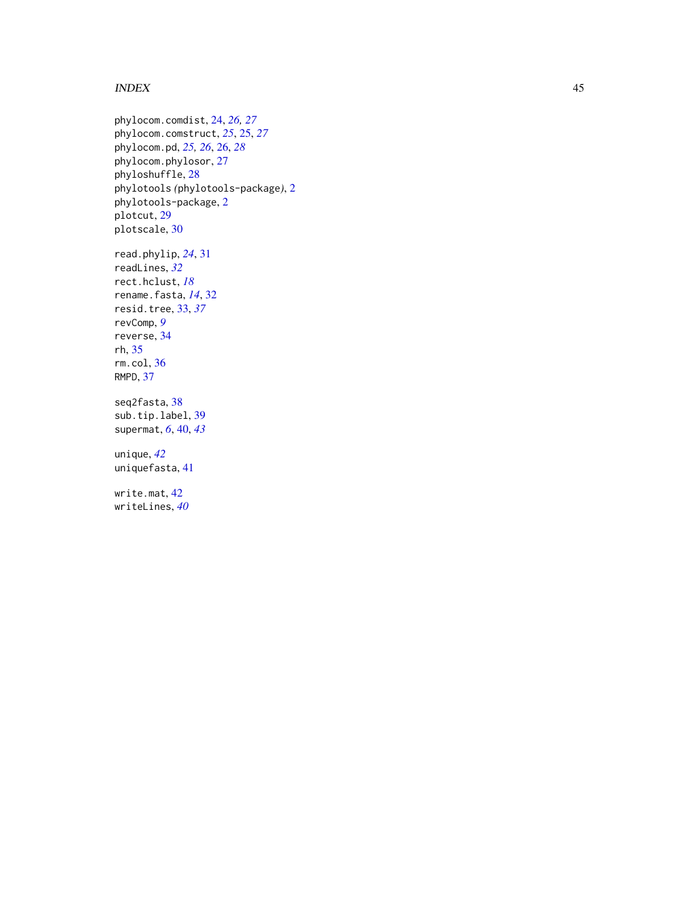phylocom.comdist, 24, *26, 27*
phylocom.comstruct, *25*, 25, *27*
phylocom.pd, *25, 26*, 26, *28*
phylocom.phylosor, 27
phyloshuffle, 28
phylotools *(*phylotools-package*)*, 2
phylotools-package, 2
plotcut, 29
plotscale, 30

read.phylip, *24*, 31
readLines, *32*
rect.hclust, *18*
rename.fasta, *14*, 32
resid.tree, 33, *37*
revComp, *9*
reverse, 34
rh, 35
rm.col, 36
RMPD, 37

seq2fasta, 38
sub.tip.label, 39
supermat, *6*, 40, *43*

unique, *42*
uniquefasta, 41

write.mat, 42
writeLines, *40*